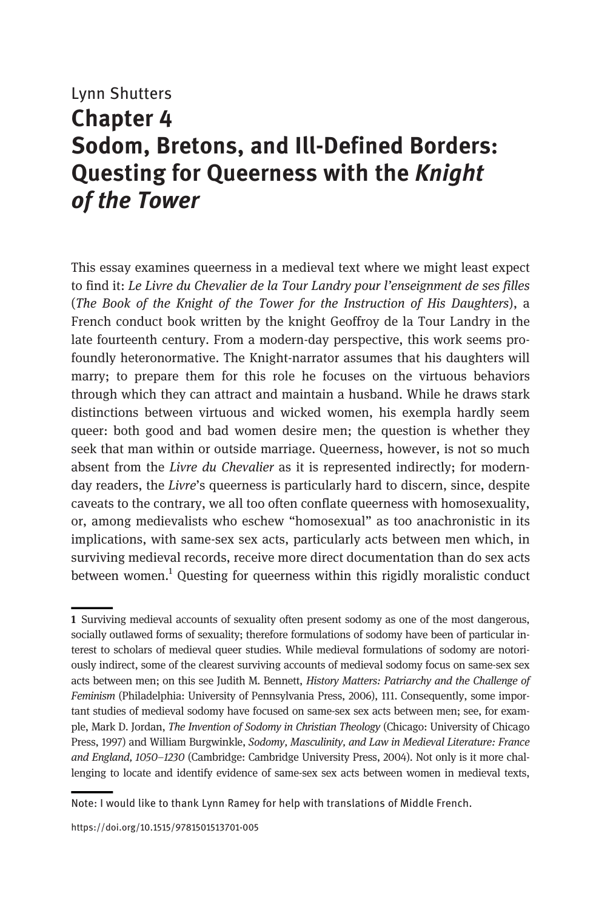Lynn Shutters

# Chapter 4 Sodom, Bretons, and Ill-Defined Borders: Questing for Queerness with the *Knight of the Tower*

This essay examines queerness in a medieval text where we might least expect to find it: *Le Livre du Chevalier de la Tour Landry pour l'enseignment de ses filles* (*The Book of the Knight of the Tower for the Instruction of His Daughters*), a French conduct book written by the knight Geoffroy de la Tour Landry in the late fourteenth century. From a modern-day perspective, this work seems profoundly heteronormative. The Knight-narrator assumes that his daughters will marry; to prepare them for this role he focuses on the virtuous behaviors through which they can attract and maintain a husband. While he draws stark distinctions between virtuous and wicked women, his exempla hardly seem queer: both good and bad women desire men; the question is whether they seek that man within or outside marriage. Queerness, however, is not so much absent from the *Livre du Chevalier* as it is represented indirectly; for modern-day readers, the *Livre*'s queerness is particularly hard to discern, since, despite caveats to the contrary, we all too often conflate queerness with homosexuality, or, among medievalists who eschew "homosexual" as too anachronistic in its implications, with same-sex sex acts, particularly acts between men which, in surviving medieval records, receive more direct documentation than do sex acts between women.[1] Questing for queerness within this rigidly moralistic conduct

---

1 Surviving medieval accounts of sexuality often present sodomy as one of the most dangerous, socially outlawed forms of sexuality; therefore formulations of sodomy have been of particular interest to scholars of medieval queer studies. While medieval formulations of sodomy are notoriously indirect, some of the clearest surviving accounts of medieval sodomy focus on same-sex sex acts between men; on this see Judith M. Bennett, *History Matters: Patriarchy and the Challenge of Feminism* (Philadelphia: University of Pennsylvania Press, 2006), 111. Consequently, some important studies of medieval sodomy have focused on same-sex sex acts between men; see, for example, Mark D. Jordan, *The Invention of Sodomy in Christian Theology* (Chicago: University of Chicago Press, 1997) and William Burgwinkle, *Sodomy, Masculinity, and Law in Medieval Literature: France and England, 1050–1230* (Cambridge: Cambridge University Press, 2004). Not only is it more challenging to locate and identify evidence of same-sex sex acts between women in medieval texts,

---

Note: I would like to thank Lynn Ramey for help with translations of Middle French.

https://doi.org/10.1515/9781501513701-005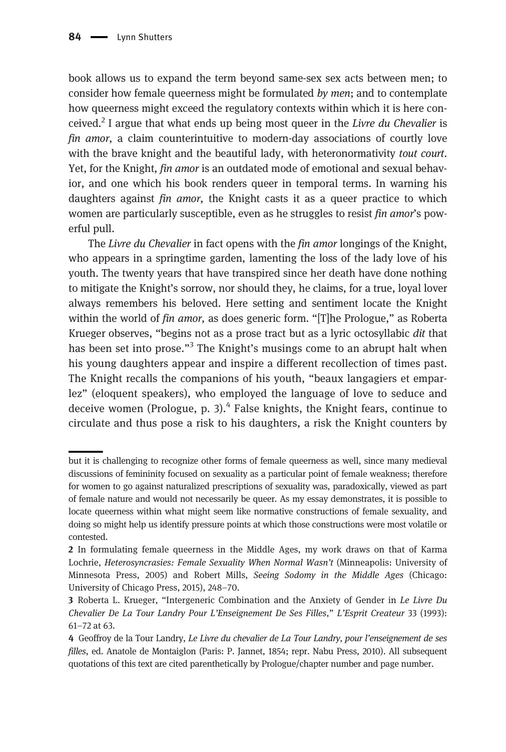book allows us to expand the term beyond same-sex sex acts between men; to consider how female queerness might be formulated *by men*; and to contemplate how queerness might exceed the regulatory contexts within which it is here conceived.[2] I argue that what ends up being most queer in the *Livre du Chevalier* is *fin amor*, a claim counterintuitive to modern-day associations of courtly love with the brave knight and the beautiful lady, with heteronormativity *tout court*. Yet, for the Knight, *fin amor* is an outdated mode of emotional and sexual behavior, and one which his book renders queer in temporal terms. In warning his daughters against *fin amor*, the Knight casts it as a queer practice to which women are particularly susceptible, even as he struggles to resist *fin amor*'s powerful pull.

The *Livre du Chevalier* in fact opens with the *fin amor* longings of the Knight, who appears in a springtime garden, lamenting the loss of the lady love of his youth. The twenty years that have transpired since her death have done nothing to mitigate the Knight's sorrow, nor should they, he claims, for a true, loyal lover always remembers his beloved. Here setting and sentiment locate the Knight within the world of *fin amor*, as does generic form. "[T]he Prologue," as Roberta Krueger observes, "begins not as a prose tract but as a lyric octosyllabic *dit* that has been set into prose."[3] The Knight's musings come to an abrupt halt when his young daughters appear and inspire a different recollection of times past. The Knight recalls the companions of his youth, "beaux langagiers et emparlez" (eloquent speakers), who employed the language of love to seduce and deceive women (Prologue, p. 3).[4] False knights, the Knight fears, continue to circulate and thus pose a risk to his daughters, a risk the Knight counters by

---

but it is challenging to recognize other forms of female queerness as well, since many medieval discussions of femininity focused on sexuality as a particular point of female weakness; therefore for women to go against naturalized prescriptions of sexuality was, paradoxically, viewed as part of female nature and would not necessarily be queer. As my essay demonstrates, it is possible to locate queerness within what might seem like normative constructions of female sexuality, and doing so might help us identify pressure points at which those constructions were most volatile or contested.

2 In formulating female queerness in the Middle Ages, my work draws on that of Karma Lochrie, *Heterosyncrasies: Female Sexuality When Normal Wasn't* (Minneapolis: University of Minnesota Press, 2005) and Robert Mills, *Seeing Sodomy in the Middle Ages* (Chicago: University of Chicago Press, 2015), 248–70.

3 Roberta L. Krueger, "Intergeneric Combination and the Anxiety of Gender in *Le Livre Du Chevalier De La Tour Landry Pour L'Enseignement De Ses Filles*," *L'Esprit Createur* 33 (1993): 61–72 at 63.

4 Geoffroy de la Tour Landry, *Le Livre du chevalier de La Tour Landry, pour l'enseignement de ses filles*, ed. Anatole de Montaiglon (Paris: P. Jannet, 1854; repr. Nabu Press, 2010). All subsequent quotations of this text are cited parenthetically by Prologue/chapter number and page number.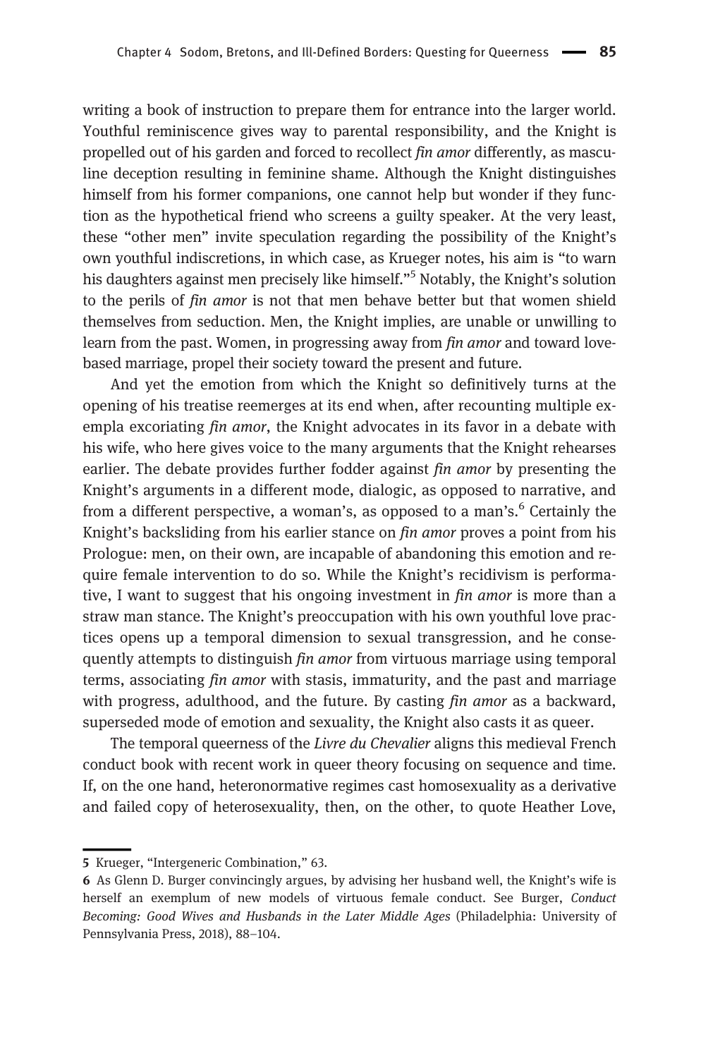writing a book of instruction to prepare them for entrance into the larger world. Youthful reminiscence gives way to parental responsibility, and the Knight is propelled out of his garden and forced to recollect *fin amor* differently, as masculine deception resulting in feminine shame. Although the Knight distinguishes himself from his former companions, one cannot help but wonder if they function as the hypothetical friend who screens a guilty speaker. At the very least, these "other men" invite speculation regarding the possibility of the Knight's own youthful indiscretions, in which case, as Krueger notes, his aim is "to warn his daughters against men precisely like himself."[5] Notably, the Knight's solution to the perils of *fin amor* is not that men behave better but that women shield themselves from seduction. Men, the Knight implies, are unable or unwilling to learn from the past. Women, in progressing away from *fin amor* and toward love-based marriage, propel their society toward the present and future.

And yet the emotion from which the Knight so definitively turns at the opening of his treatise reemerges at its end when, after recounting multiple exempla excoriating *fin amor*, the Knight advocates in its favor in a debate with his wife, who here gives voice to the many arguments that the Knight rehearses earlier. The debate provides further fodder against *fin amor* by presenting the Knight's arguments in a different mode, dialogic, as opposed to narrative, and from a different perspective, a woman's, as opposed to a man's.[6] Certainly the Knight's backsliding from his earlier stance on *fin amor* proves a point from his Prologue: men, on their own, are incapable of abandoning this emotion and require female intervention to do so. While the Knight's recidivism is performative, I want to suggest that his ongoing investment in *fin amor* is more than a straw man stance. The Knight's preoccupation with his own youthful love practices opens up a temporal dimension to sexual transgression, and he consequently attempts to distinguish *fin amor* from virtuous marriage using temporal terms, associating *fin amor* with stasis, immaturity, and the past and marriage with progress, adulthood, and the future. By casting *fin amor* as a backward, superseded mode of emotion and sexuality, the Knight also casts it as queer.

The temporal queerness of the *Livre du Chevalier* aligns this medieval French conduct book with recent work in queer theory focusing on sequence and time. If, on the one hand, heteronormative regimes cast homosexuality as a derivative and failed copy of heterosexuality, then, on the other, to quote Heather Love,

---

**5** Krueger, "Intergeneric Combination," 63.

**6** As Glenn D. Burger convincingly argues, by advising her husband well, the Knight's wife is herself an exemplum of new models of virtuous female conduct. See Burger, *Conduct Becoming: Good Wives and Husbands in the Later Middle Ages* (Philadelphia: University of Pennsylvania Press, 2018), 88–104.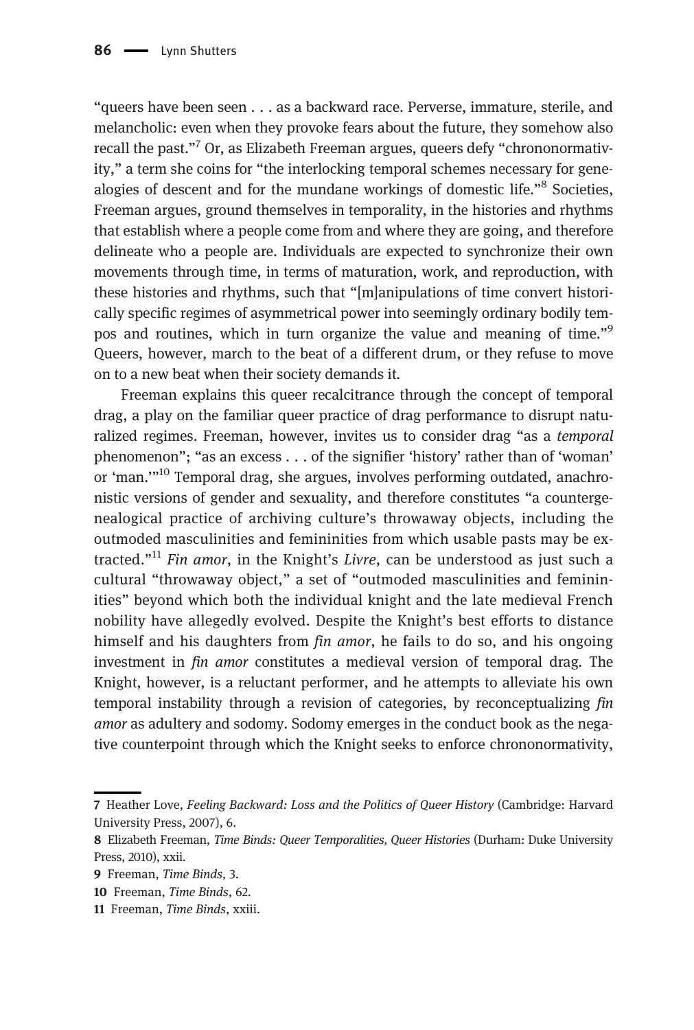"queers have been seen . . . as a backward race. Perverse, immature, sterile, and melancholic: even when they provoke fears about the future, they somehow also recall the past."[7] Or, as Elizabeth Freeman argues, queers defy "chrononormativity," a term she coins for "the interlocking temporal schemes necessary for genealogies of descent and for the mundane workings of domestic life."[8] Societies, Freeman argues, ground themselves in temporality, in the histories and rhythms that establish where a people come from and where they are going, and therefore delineate who a people are. Individuals are expected to synchronize their own movements through time, in terms of maturation, work, and reproduction, with these histories and rhythms, such that "[m]anipulations of time convert historically specific regimes of asymmetrical power into seemingly ordinary bodily tempos and routines, which in turn organize the value and meaning of time."[9] Queers, however, march to the beat of a different drum, or they refuse to move on to a new beat when their society demands it.

Freeman explains this queer recalcitrance through the concept of temporal drag, a play on the familiar queer practice of drag performance to disrupt naturalized regimes. Freeman, however, invites us to consider drag "as a *temporal* phenomenon"; "as an excess . . . of the signifier 'history' rather than of 'woman' or 'man.'"[10] Temporal drag, she argues, involves performing outdated, anachronistic versions of gender and sexuality, and therefore constitutes "a countergenealogical practice of archiving culture's throwaway objects, including the outmoded masculinities and femininities from which usable pasts may be extracted."[11] *Fin amor*, in the Knight's *Livre*, can be understood as just such a cultural "throwaway object," a set of "outmoded masculinities and femininities" beyond which both the individual knight and the late medieval French nobility have allegedly evolved. Despite the Knight's best efforts to distance himself and his daughters from *fin amor*, he fails to do so, and his ongoing investment in *fin amor* constitutes a medieval version of temporal drag. The Knight, however, is a reluctant performer, and he attempts to alleviate his own temporal instability through a revision of categories, by reconceptualizing *fin amor* as adultery and sodomy. Sodomy emerges in the conduct book as the negative counterpoint through which the Knight seeks to enforce chrononormativity,

---

7 Heather Love, *Feeling Backward: Loss and the Politics of Queer History* (Cambridge: Harvard University Press, 2007), 6.

8 Elizabeth Freeman, *Time Binds: Queer Temporalities, Queer Histories* (Durham: Duke University Press, 2010), xxii.

9 Freeman, *Time Binds*, 3.

10 Freeman, *Time Binds*, 62.

11 Freeman, *Time Binds*, xxiii.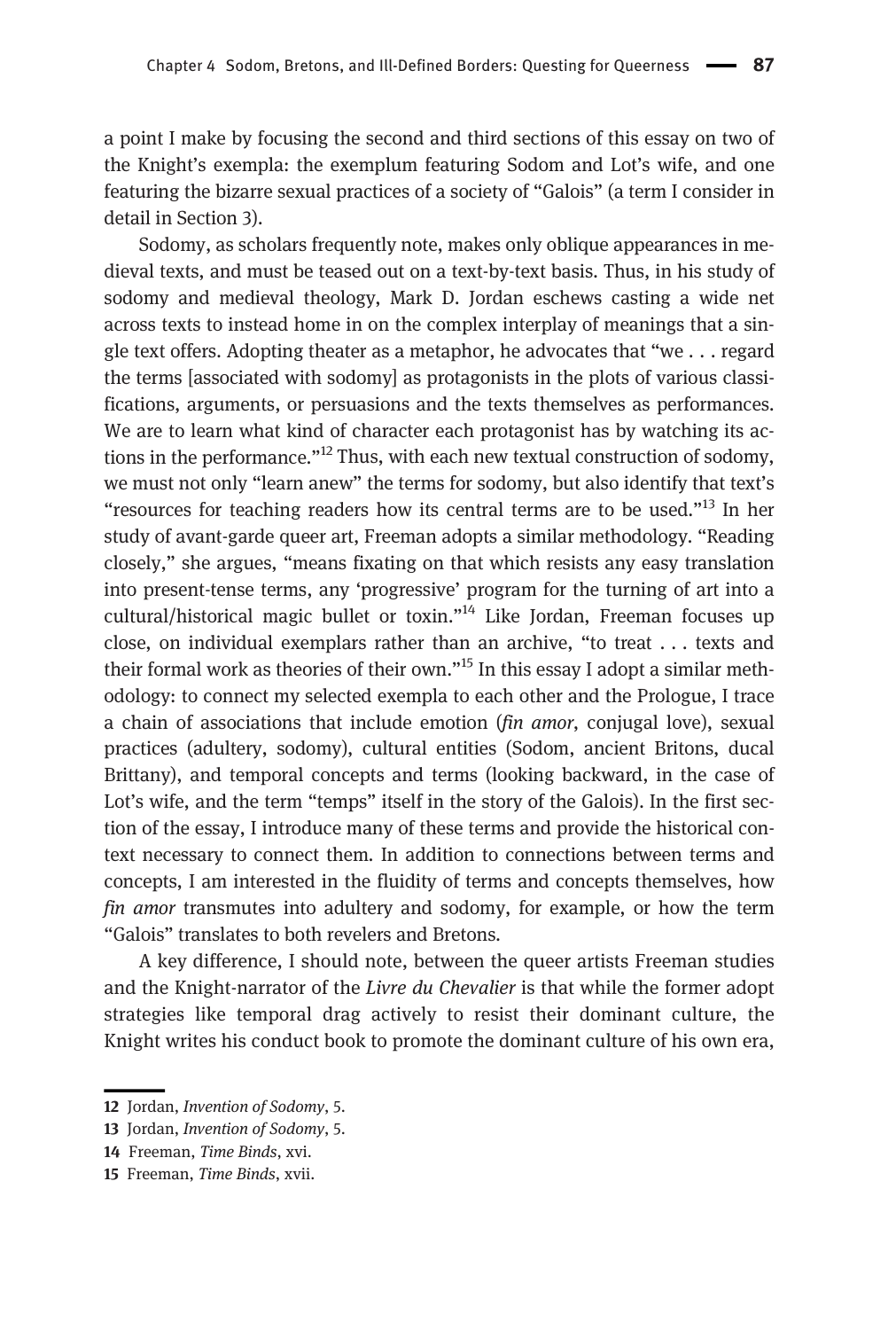a point I make by focusing the second and third sections of this essay on two of the Knight's exempla: the exemplum featuring Sodom and Lot's wife, and one featuring the bizarre sexual practices of a society of "Galois" (a term I consider in detail in Section 3).

Sodomy, as scholars frequently note, makes only oblique appearances in medieval texts, and must be teased out on a text-by-text basis. Thus, in his study of sodomy and medieval theology, Mark D. Jordan eschews casting a wide net across texts to instead home in on the complex interplay of meanings that a single text offers. Adopting theater as a metaphor, he advocates that "we . . . regard the terms [associated with sodomy] as protagonists in the plots of various classifications, arguments, or persuasions and the texts themselves as performances. We are to learn what kind of character each protagonist has by watching its actions in the performance."[12] Thus, with each new textual construction of sodomy, we must not only "learn anew" the terms for sodomy, but also identify that text's "resources for teaching readers how its central terms are to be used."[13] In her study of avant-garde queer art, Freeman adopts a similar methodology. "Reading closely," she argues, "means fixating on that which resists any easy translation into present-tense terms, any 'progressive' program for the turning of art into a cultural/historical magic bullet or toxin."[14] Like Jordan, Freeman focuses up close, on individual exemplars rather than an archive, "to treat . . . texts and their formal work as theories of their own."[15] In this essay I adopt a similar methodology: to connect my selected exempla to each other and the Prologue, I trace a chain of associations that include emotion (*fin amor*, conjugal love), sexual practices (adultery, sodomy), cultural entities (Sodom, ancient Britons, ducal Brittany), and temporal concepts and terms (looking backward, in the case of Lot's wife, and the term "temps" itself in the story of the Galois). In the first section of the essay, I introduce many of these terms and provide the historical context necessary to connect them. In addition to connections between terms and concepts, I am interested in the fluidity of terms and concepts themselves, how *fin amor* transmutes into adultery and sodomy, for example, or how the term "Galois" translates to both revelers and Bretons.

A key difference, I should note, between the queer artists Freeman studies and the Knight-narrator of the *Livre du Chevalier* is that while the former adopt strategies like temporal drag actively to resist their dominant culture, the Knight writes his conduct book to promote the dominant culture of his own era,

12 Jordan, *Invention of Sodomy*, 5.

13 Jordan, *Invention of Sodomy*, 5.

14 Freeman, *Time Binds*, xvi.

15 Freeman, *Time Binds*, xvii.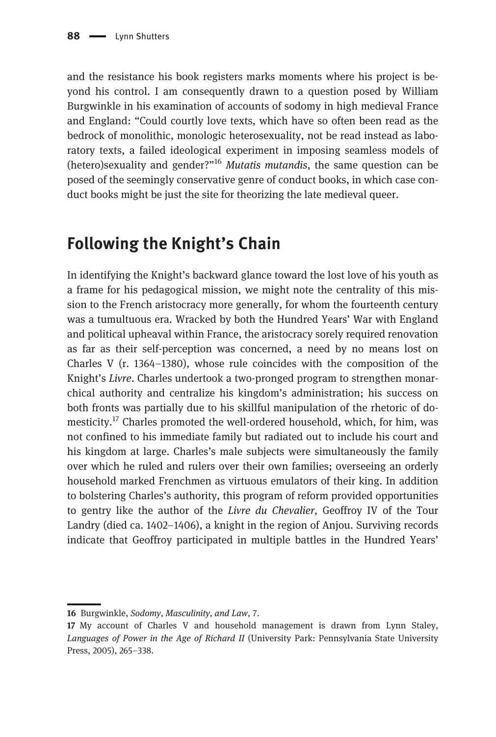and the resistance his book registers marks moments where his project is beyond his control. I am consequently drawn to a question posed by William Burgwinkle in his examination of accounts of sodomy in high medieval France and England: "Could courtly love texts, which have so often been read as the bedrock of monolithic, monologic heterosexuality, not be read instead as laboratory texts, a failed ideological experiment in imposing seamless models of (hetero)sexuality and gender?"[16] *Mutatis mutandis*, the same question can be posed of the seemingly conservative genre of conduct books, in which case conduct books might be just the site for theorizing the late medieval queer.

## Following the Knight's Chain

In identifying the Knight's backward glance toward the lost love of his youth as a frame for his pedagogical mission, we might note the centrality of this mission to the French aristocracy more generally, for whom the fourteenth century was a tumultuous era. Wracked by both the Hundred Years' War with England and political upheaval within France, the aristocracy sorely required renovation as far as their self-perception was concerned, a need by no means lost on Charles V (r. 1364–1380), whose rule coincides with the composition of the Knight's *Livre*. Charles undertook a two-pronged program to strengthen monarchical authority and centralize his kingdom's administration; his success on both fronts was partially due to his skillful manipulation of the rhetoric of domesticity.[17] Charles promoted the well-ordered household, which, for him, was not confined to his immediate family but radiated out to include his court and his kingdom at large. Charles's male subjects were simultaneously the family over which he ruled and rulers over their own families; overseeing an orderly household marked Frenchmen as virtuous emulators of their king. In addition to bolstering Charles's authority, this program of reform provided opportunities to gentry like the author of the *Livre du Chevalier*, Geoffroy IV of the Tour Landry (died ca. 1402–1406), a knight in the region of Anjou. Surviving records indicate that Geoffroy participated in multiple battles in the Hundred Years'

---

**16** Burgwinkle, *Sodomy, Masculinity, and Law*, 7.

**17** My account of Charles V and household management is drawn from Lynn Staley, *Languages of Power in the Age of Richard II* (University Park: Pennsylvania State University Press, 2005), 265–338.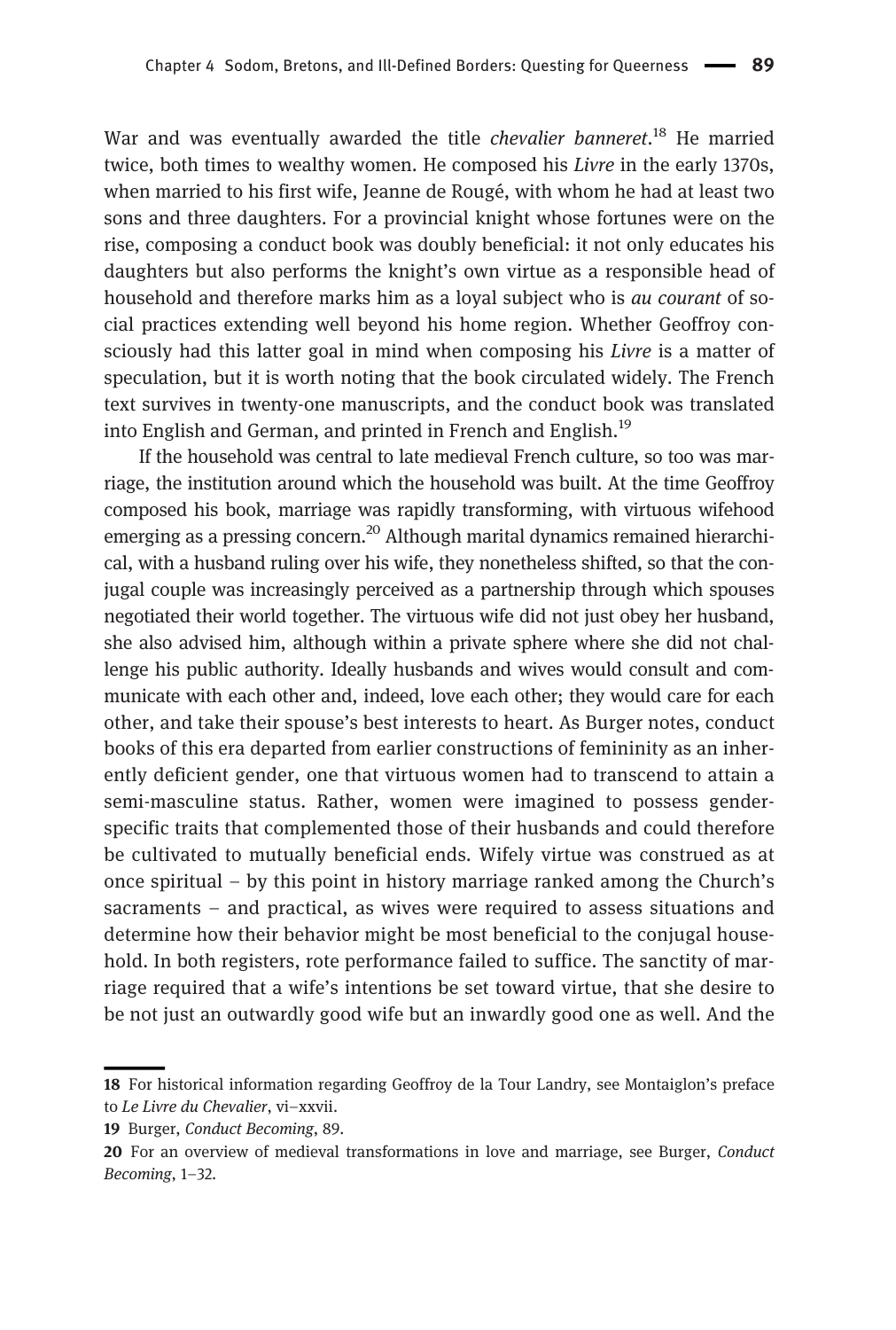War and was eventually awarded the title *chevalier banneret*.[18] He married twice, both times to wealthy women. He composed his *Livre* in the early 1370s, when married to his first wife, Jeanne de Rougé, with whom he had at least two sons and three daughters. For a provincial knight whose fortunes were on the rise, composing a conduct book was doubly beneficial: it not only educates his daughters but also performs the knight's own virtue as a responsible head of household and therefore marks him as a loyal subject who is *au courant* of social practices extending well beyond his home region. Whether Geoffroy consciously had this latter goal in mind when composing his *Livre* is a matter of speculation, but it is worth noting that the book circulated widely. The French text survives in twenty-one manuscripts, and the conduct book was translated into English and German, and printed in French and English.[19]

If the household was central to late medieval French culture, so too was marriage, the institution around which the household was built. At the time Geoffroy composed his book, marriage was rapidly transforming, with virtuous wifehood emerging as a pressing concern.[20] Although marital dynamics remained hierarchical, with a husband ruling over his wife, they nonetheless shifted, so that the conjugal couple was increasingly perceived as a partnership through which spouses negotiated their world together. The virtuous wife did not just obey her husband, she also advised him, although within a private sphere where she did not challenge his public authority. Ideally husbands and wives would consult and communicate with each other and, indeed, love each other; they would care for each other, and take their spouse's best interests to heart. As Burger notes, conduct books of this era departed from earlier constructions of femininity as an inherently deficient gender, one that virtuous women had to transcend to attain a semi-masculine status. Rather, women were imagined to possess gender-specific traits that complemented those of their husbands and could therefore be cultivated to mutually beneficial ends. Wifely virtue was construed as at once spiritual – by this point in history marriage ranked among the Church's sacraments – and practical, as wives were required to assess situations and determine how their behavior might be most beneficial to the conjugal household. In both registers, rote performance failed to suffice. The sanctity of marriage required that a wife's intentions be set toward virtue, that she desire to be not just an outwardly good wife but an inwardly good one as well. And the

---

18 For historical information regarding Geoffroy de la Tour Landry, see Montaiglon's preface to *Le Livre du Chevalier*, vi–xxvii.

19 Burger, *Conduct Becoming*, 89.

20 For an overview of medieval transformations in love and marriage, see Burger, *Conduct Becoming*, 1–32.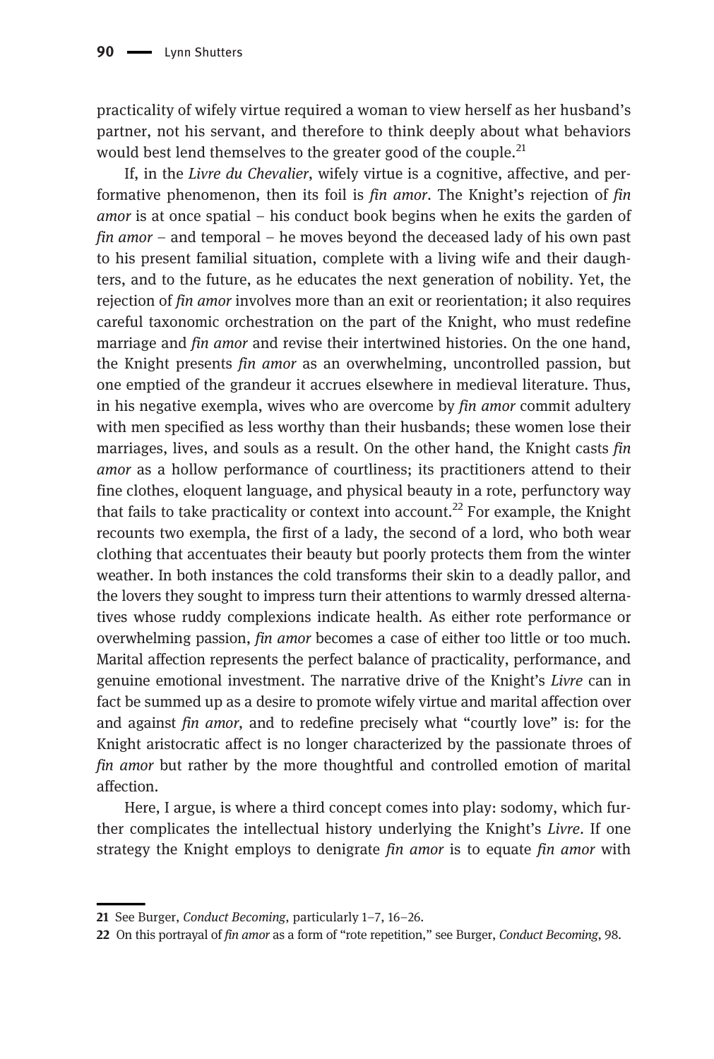practicality of wifely virtue required a woman to view herself as her husband's partner, not his servant, and therefore to think deeply about what behaviors would best lend themselves to the greater good of the couple.[21]

If, in the *Livre du Chevalier*, wifely virtue is a cognitive, affective, and performative phenomenon, then its foil is *fin amor*. The Knight's rejection of *fin amor* is at once spatial – his conduct book begins when he exits the garden of *fin amor* – and temporal – he moves beyond the deceased lady of his own past to his present familial situation, complete with a living wife and their daughters, and to the future, as he educates the next generation of nobility. Yet, the rejection of *fin amor* involves more than an exit or reorientation; it also requires careful taxonomic orchestration on the part of the Knight, who must redefine marriage and *fin amor* and revise their intertwined histories. On the one hand, the Knight presents *fin amor* as an overwhelming, uncontrolled passion, but one emptied of the grandeur it accrues elsewhere in medieval literature. Thus, in his negative exempla, wives who are overcome by *fin amor* commit adultery with men specified as less worthy than their husbands; these women lose their marriages, lives, and souls as a result. On the other hand, the Knight casts *fin amor* as a hollow performance of courtliness; its practitioners attend to their fine clothes, eloquent language, and physical beauty in a rote, perfunctory way that fails to take practicality or context into account.[22] For example, the Knight recounts two exempla, the first of a lady, the second of a lord, who both wear clothing that accentuates their beauty but poorly protects them from the winter weather. In both instances the cold transforms their skin to a deadly pallor, and the lovers they sought to impress turn their attentions to warmly dressed alternatives whose ruddy complexions indicate health. As either rote performance or overwhelming passion, *fin amor* becomes a case of either too little or too much. Marital affection represents the perfect balance of practicality, performance, and genuine emotional investment. The narrative drive of the Knight's *Livre* can in fact be summed up as a desire to promote wifely virtue and marital affection over and against *fin amor*, and to redefine precisely what "courtly love" is: for the Knight aristocratic affect is no longer characterized by the passionate throes of *fin amor* but rather by the more thoughtful and controlled emotion of marital affection.

Here, I argue, is where a third concept comes into play: sodomy, which further complicates the intellectual history underlying the Knight's *Livre*. If one strategy the Knight employs to denigrate *fin amor* is to equate *fin amor* with

---

21 See Burger, *Conduct Becoming*, particularly 1–7, 16–26.

22 On this portrayal of *fin amor* as a form of "rote repetition," see Burger, *Conduct Becoming*, 98.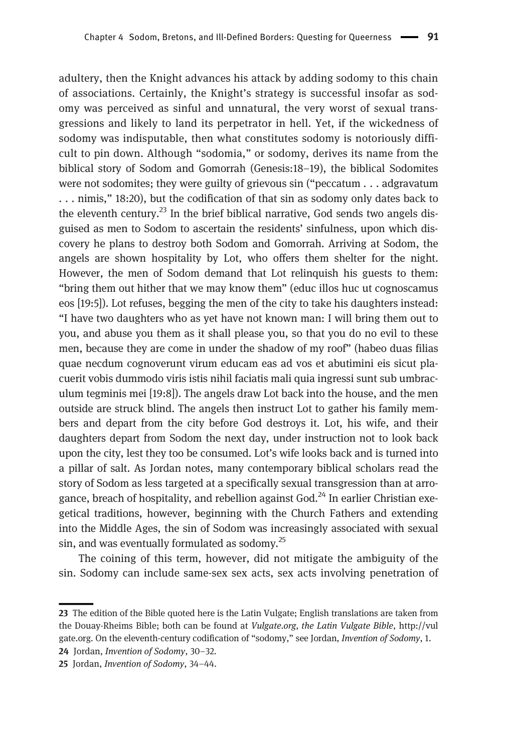adultery, then the Knight advances his attack by adding sodomy to this chain of associations. Certainly, the Knight's strategy is successful insofar as sodomy was perceived as sinful and unnatural, the very worst of sexual transgressions and likely to land its perpetrator in hell. Yet, if the wickedness of sodomy was indisputable, then what constitutes sodomy is notoriously difficult to pin down. Although "sodomia," or sodomy, derives its name from the biblical story of Sodom and Gomorrah (Genesis:18–19), the biblical Sodomites were not sodomites; they were guilty of grievous sin ("peccatum . . . adgravatum . . . nimis," 18:20), but the codification of that sin as sodomy only dates back to the eleventh century.[23] In the brief biblical narrative, God sends two angels disguised as men to Sodom to ascertain the residents' sinfulness, upon which discovery he plans to destroy both Sodom and Gomorrah. Arriving at Sodom, the angels are shown hospitality by Lot, who offers them shelter for the night. However, the men of Sodom demand that Lot relinquish his guests to them: "bring them out hither that we may know them" (educ illos huc ut cognoscamus eos [19:5]). Lot refuses, begging the men of the city to take his daughters instead: "I have two daughters who as yet have not known man: I will bring them out to you, and abuse you them as it shall please you, so that you do no evil to these men, because they are come in under the shadow of my roof" (habeo duas filias quae necdum cognoverunt virum educam eas ad vos et abutimini eis sicut placuerit vobis dummodo viris istis nihil faciatis mali quia ingressi sunt sub umbraculum tegminis mei [19:8]). The angels draw Lot back into the house, and the men outside are struck blind. The angels then instruct Lot to gather his family members and depart from the city before God destroys it. Lot, his wife, and their daughters depart from Sodom the next day, under instruction not to look back upon the city, lest they too be consumed. Lot's wife looks back and is turned into a pillar of salt. As Jordan notes, many contemporary biblical scholars read the story of Sodom as less targeted at a specifically sexual transgression than at arrogance, breach of hospitality, and rebellion against God.[24] In earlier Christian exegetical traditions, however, beginning with the Church Fathers and extending into the Middle Ages, the sin of Sodom was increasingly associated with sexual sin, and was eventually formulated as sodomy.[25]

The coining of this term, however, did not mitigate the ambiguity of the sin. Sodomy can include same-sex sex acts, sex acts involving penetration of

---

23 The edition of the Bible quoted here is the Latin Vulgate; English translations are taken from the Douay-Rheims Bible; both can be found at *Vulgate.org, the Latin Vulgate Bible*, http://vulgate.org. On the eleventh-century codification of "sodomy," see Jordan, *Invention of Sodomy*, 1.

24 Jordan, *Invention of Sodomy*, 30–32.

25 Jordan, *Invention of Sodomy*, 34–44.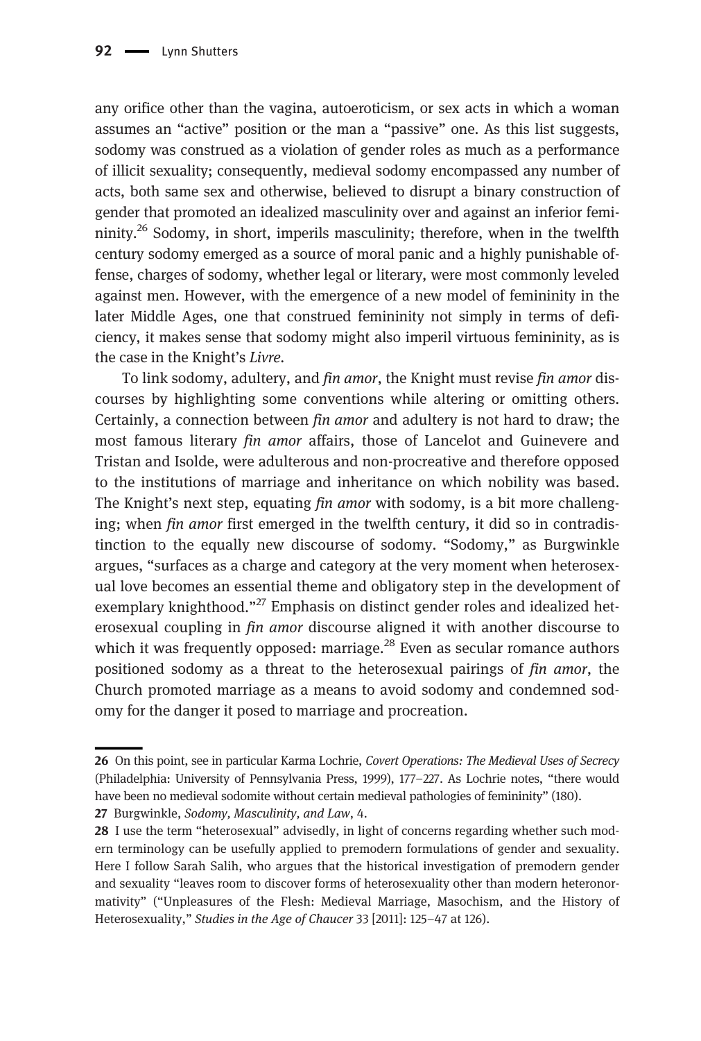any orifice other than the vagina, autoeroticism, or sex acts in which a woman assumes an "active" position or the man a "passive" one. As this list suggests, sodomy was construed as a violation of gender roles as much as a performance of illicit sexuality; consequently, medieval sodomy encompassed any number of acts, both same sex and otherwise, believed to disrupt a binary construction of gender that promoted an idealized masculinity over and against an inferior femininity.[26] Sodomy, in short, imperils masculinity; therefore, when in the twelfth century sodomy emerged as a source of moral panic and a highly punishable offense, charges of sodomy, whether legal or literary, were most commonly leveled against men. However, with the emergence of a new model of femininity in the later Middle Ages, one that construed femininity not simply in terms of deficiency, it makes sense that sodomy might also imperil virtuous femininity, as is the case in the Knight's *Livre*.

To link sodomy, adultery, and *fin amor*, the Knight must revise *fin amor* discourses by highlighting some conventions while altering or omitting others. Certainly, a connection between *fin amor* and adultery is not hard to draw; the most famous literary *fin amor* affairs, those of Lancelot and Guinevere and Tristan and Isolde, were adulterous and non-procreative and therefore opposed to the institutions of marriage and inheritance on which nobility was based. The Knight's next step, equating *fin amor* with sodomy, is a bit more challenging; when *fin amor* first emerged in the twelfth century, it did so in contradistinction to the equally new discourse of sodomy. "Sodomy," as Burgwinkle argues, "surfaces as a charge and category at the very moment when heterosexual love becomes an essential theme and obligatory step in the development of exemplary knighthood."[27] Emphasis on distinct gender roles and idealized heterosexual coupling in *fin amor* discourse aligned it with another discourse to which it was frequently opposed: marriage.[28] Even as secular romance authors positioned sodomy as a threat to the heterosexual pairings of *fin amor*, the Church promoted marriage as a means to avoid sodomy and condemned sodomy for the danger it posed to marriage and procreation.

---

**26** On this point, see in particular Karma Lochrie, *Covert Operations: The Medieval Uses of Secrecy* (Philadelphia: University of Pennsylvania Press, 1999), 177–227. As Lochrie notes, "there would have been no medieval sodomite without certain medieval pathologies of femininity" (180).

**27** Burgwinkle, *Sodomy, Masculinity, and Law*, 4.

**28** I use the term "heterosexual" advisedly, in light of concerns regarding whether such modern terminology can be usefully applied to premodern formulations of gender and sexuality. Here I follow Sarah Salih, who argues that the historical investigation of premodern gender and sexuality "leaves room to discover forms of heterosexuality other than modern heteronormativity" ("Unpleasures of the Flesh: Medieval Marriage, Masochism, and the History of Heterosexuality," *Studies in the Age of Chaucer* 33 [2011]: 125–47 at 126).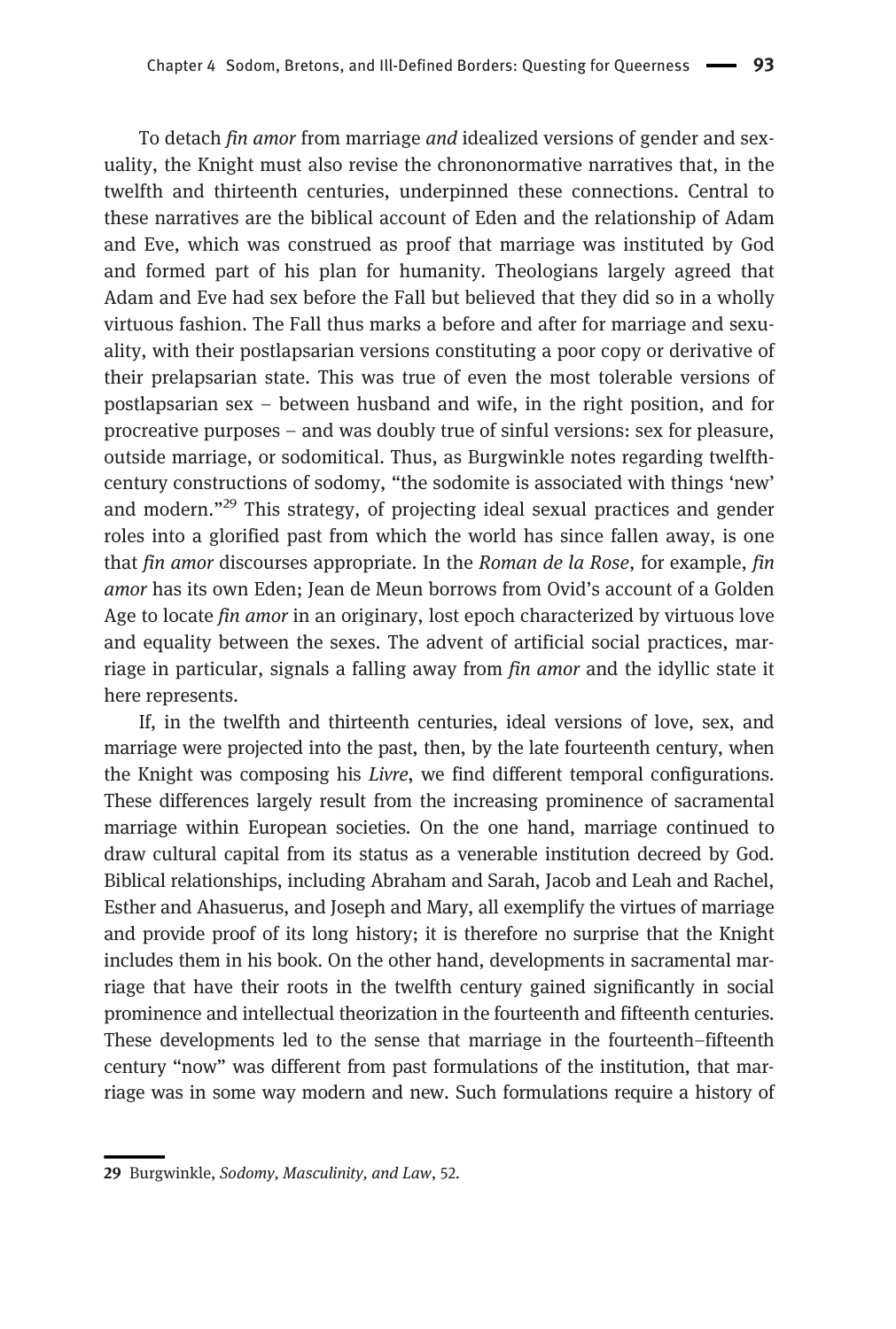To detach *fin amor* from marriage *and* idealized versions of gender and sexuality, the Knight must also revise the chrononormative narratives that, in the twelfth and thirteenth centuries, underpinned these connections. Central to these narratives are the biblical account of Eden and the relationship of Adam and Eve, which was construed as proof that marriage was instituted by God and formed part of his plan for humanity. Theologians largely agreed that Adam and Eve had sex before the Fall but believed that they did so in a wholly virtuous fashion. The Fall thus marks a before and after for marriage and sexuality, with their postlapsarian versions constituting a poor copy or derivative of their prelapsarian state. This was true of even the most tolerable versions of postlapsarian sex – between husband and wife, in the right position, and for procreative purposes – and was doubly true of sinful versions: sex for pleasure, outside marriage, or sodomitical. Thus, as Burgwinkle notes regarding twelfth-century constructions of sodomy, "the sodomite is associated with things 'new' and modern."[29] This strategy, of projecting ideal sexual practices and gender roles into a glorified past from which the world has since fallen away, is one that *fin amor* discourses appropriate. In the *Roman de la Rose*, for example, *fin amor* has its own Eden; Jean de Meun borrows from Ovid's account of a Golden Age to locate *fin amor* in an originary, lost epoch characterized by virtuous love and equality between the sexes. The advent of artificial social practices, marriage in particular, signals a falling away from *fin amor* and the idyllic state it here represents.

If, in the twelfth and thirteenth centuries, ideal versions of love, sex, and marriage were projected into the past, then, by the late fourteenth century, when the Knight was composing his *Livre*, we find different temporal configurations. These differences largely result from the increasing prominence of sacramental marriage within European societies. On the one hand, marriage continued to draw cultural capital from its status as a venerable institution decreed by God. Biblical relationships, including Abraham and Sarah, Jacob and Leah and Rachel, Esther and Ahasuerus, and Joseph and Mary, all exemplify the virtues of marriage and provide proof of its long history; it is therefore no surprise that the Knight includes them in his book. On the other hand, developments in sacramental marriage that have their roots in the twelfth century gained significantly in social prominence and intellectual theorization in the fourteenth and fifteenth centuries. These developments led to the sense that marriage in the fourteenth–fifteenth century "now" was different from past formulations of the institution, that marriage was in some way modern and new. Such formulations require a history of

---

29 Burgwinkle, *Sodomy, Masculinity, and Law*, 52.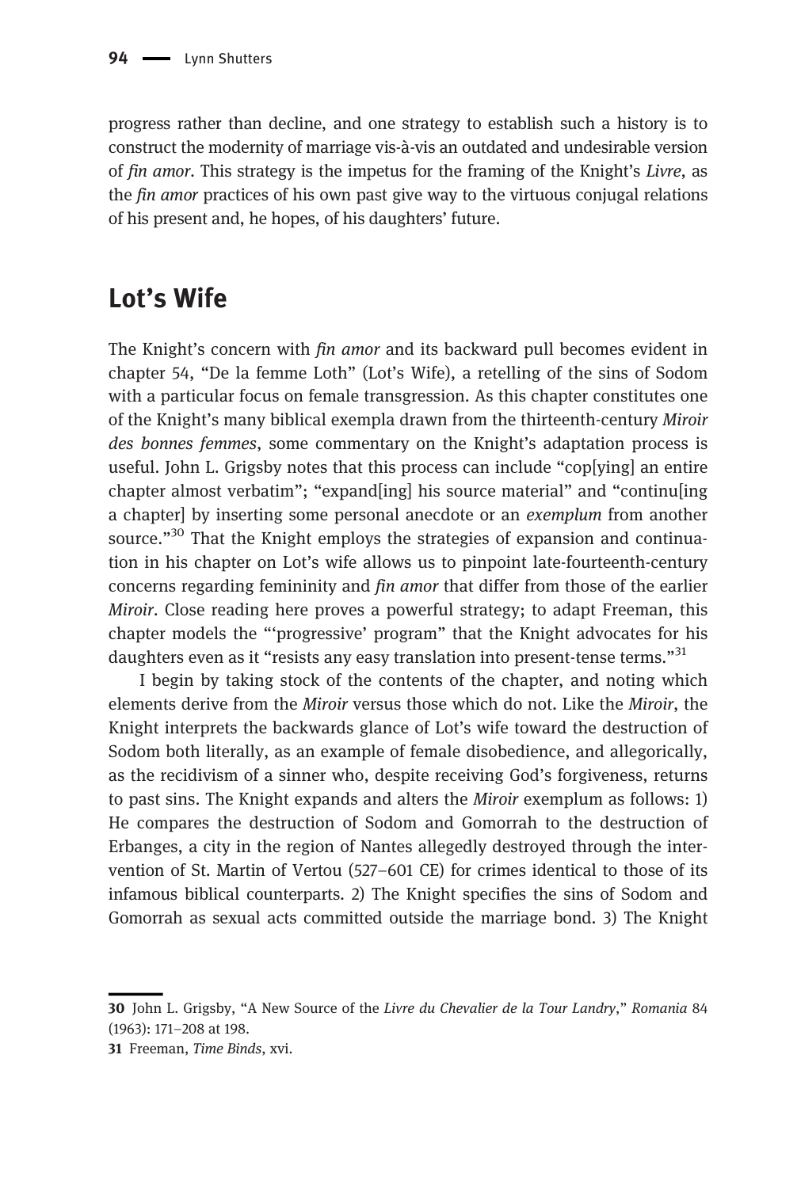progress rather than decline, and one strategy to establish such a history is to construct the modernity of marriage vis-à-vis an outdated and undesirable version of *fin amor*. This strategy is the impetus for the framing of the Knight's *Livre*, as the *fin amor* practices of his own past give way to the virtuous conjugal relations of his present and, he hopes, of his daughters' future.

## Lot's Wife

The Knight's concern with *fin amor* and its backward pull becomes evident in chapter 54, "De la femme Loth" (Lot's Wife), a retelling of the sins of Sodom with a particular focus on female transgression. As this chapter constitutes one of the Knight's many biblical exempla drawn from the thirteenth-century *Miroir des bonnes femmes*, some commentary on the Knight's adaptation process is useful. John L. Grigsby notes that this process can include "cop[ying] an entire chapter almost verbatim"; "expand[ing] his source material" and "continu[ing a chapter] by inserting some personal anecdote or an *exemplum* from another source."[30] That the Knight employs the strategies of expansion and continuation in his chapter on Lot's wife allows us to pinpoint late-fourteenth-century concerns regarding femininity and *fin amor* that differ from those of the earlier *Miroir*. Close reading here proves a powerful strategy; to adapt Freeman, this chapter models the "'progressive' program" that the Knight advocates for his daughters even as it "resists any easy translation into present-tense terms."[31]

I begin by taking stock of the contents of the chapter, and noting which elements derive from the *Miroir* versus those which do not. Like the *Miroir*, the Knight interprets the backwards glance of Lot's wife toward the destruction of Sodom both literally, as an example of female disobedience, and allegorically, as the recidivism of a sinner who, despite receiving God's forgiveness, returns to past sins. The Knight expands and alters the *Miroir* exemplum as follows: 1) He compares the destruction of Sodom and Gomorrah to the destruction of Erbanges, a city in the region of Nantes allegedly destroyed through the intervention of St. Martin of Vertou (527–601 CE) for crimes identical to those of its infamous biblical counterparts. 2) The Knight specifies the sins of Sodom and Gomorrah as sexual acts committed outside the marriage bond. 3) The Knight

30 John L. Grigsby, "A New Source of the *Livre du Chevalier de la Tour Landry*," *Romania* 84 (1963): 171–208 at 198.

31 Freeman, *Time Binds*, xvi.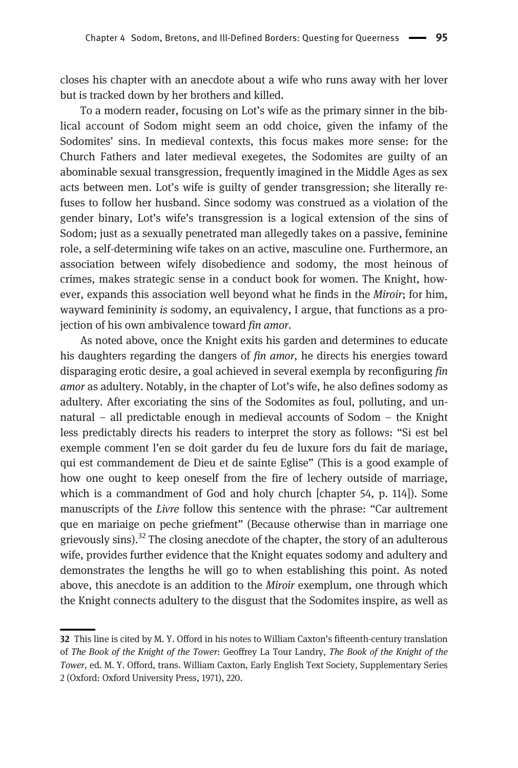closes his chapter with an anecdote about a wife who runs away with her lover but is tracked down by her brothers and killed.

To a modern reader, focusing on Lot's wife as the primary sinner in the biblical account of Sodom might seem an odd choice, given the infamy of the Sodomites' sins. In medieval contexts, this focus makes more sense: for the Church Fathers and later medieval exegetes, the Sodomites are guilty of an abominable sexual transgression, frequently imagined in the Middle Ages as sex acts between men. Lot's wife is guilty of gender transgression; she literally refuses to follow her husband. Since sodomy was construed as a violation of the gender binary, Lot's wife's transgression is a logical extension of the sins of Sodom; just as a sexually penetrated man allegedly takes on a passive, feminine role, a self-determining wife takes on an active, masculine one. Furthermore, an association between wifely disobedience and sodomy, the most heinous of crimes, makes strategic sense in a conduct book for women. The Knight, however, expands this association well beyond what he finds in the *Miroir*; for him, wayward femininity *is* sodomy, an equivalency, I argue, that functions as a projection of his own ambivalence toward *fin amor*.

As noted above, once the Knight exits his garden and determines to educate his daughters regarding the dangers of *fin amor*, he directs his energies toward disparaging erotic desire, a goal achieved in several exempla by reconfiguring *fin amor* as adultery. Notably, in the chapter of Lot's wife, he also defines sodomy as adultery. After excoriating the sins of the Sodomites as foul, polluting, and unnatural – all predictable enough in medieval accounts of Sodom – the Knight less predictably directs his readers to interpret the story as follows: "Si est bel exemple comment l'en se doit garder du feu de luxure fors du fait de mariage, qui est commandement de Dieu et de sainte Eglise" (This is a good example of how one ought to keep oneself from the fire of lechery outside of marriage, which is a commandment of God and holy church [chapter 54, p. 114]). Some manuscripts of the *Livre* follow this sentence with the phrase: "Car aultrement que en mariaige on peche griefment" (Because otherwise than in marriage one grievously sins).[32] The closing anecdote of the chapter, the story of an adulterous wife, provides further evidence that the Knight equates sodomy and adultery and demonstrates the lengths he will go to when establishing this point. As noted above, this anecdote is an addition to the *Miroir* exemplum, one through which the Knight connects adultery to the disgust that the Sodomites inspire, as well as

---

**32** This line is cited by M. Y. Offord in his notes to William Caxton's fifteenth-century translation of *The Book of the Knight of the Tower*: Geoffrey La Tour Landry, *The Book of the Knight of the Tower*, ed. M. Y. Offord, trans. William Caxton, Early English Text Society, Supplementary Series 2 (Oxford: Oxford University Press, 1971), 220.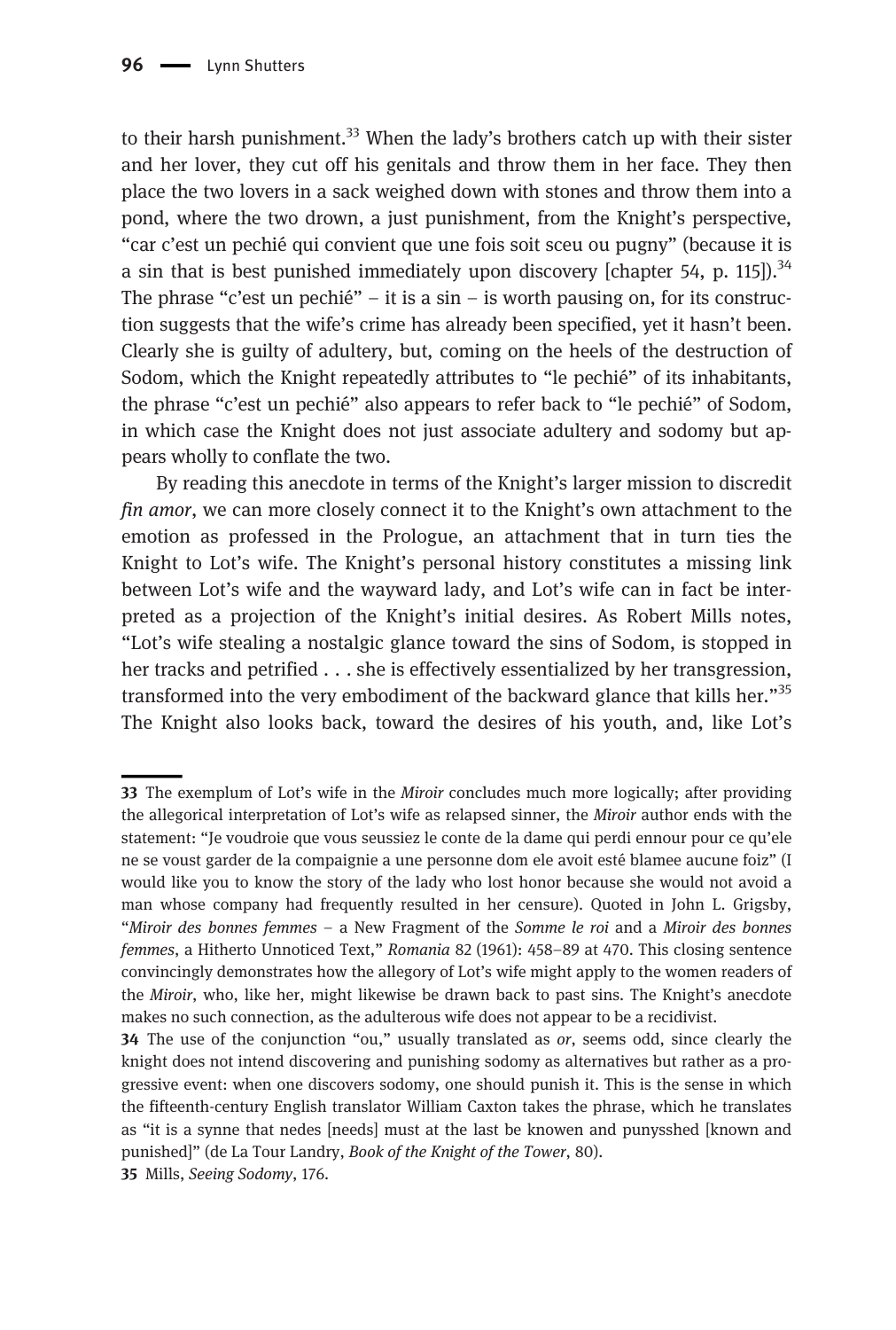to their harsh punishment.[33] When the lady's brothers catch up with their sister and her lover, they cut off his genitals and throw them in her face. They then place the two lovers in a sack weighed down with stones and throw them into a pond, where the two drown, a just punishment, from the Knight's perspective, "car c'est un pechié qui convient que une fois soit sceu ou pugny" (because it is a sin that is best punished immediately upon discovery [chapter 54, p. 115]).[34] The phrase "c'est un pechié" – it is a sin – is worth pausing on, for its construction suggests that the wife's crime has already been specified, yet it hasn't been. Clearly she is guilty of adultery, but, coming on the heels of the destruction of Sodom, which the Knight repeatedly attributes to "le pechié" of its inhabitants, the phrase "c'est un pechié" also appears to refer back to "le pechié" of Sodom, in which case the Knight does not just associate adultery and sodomy but appears wholly to conflate the two.

By reading this anecdote in terms of the Knight's larger mission to discredit *fin amor*, we can more closely connect it to the Knight's own attachment to the emotion as professed in the Prologue, an attachment that in turn ties the Knight to Lot's wife. The Knight's personal history constitutes a missing link between Lot's wife and the wayward lady, and Lot's wife can in fact be interpreted as a projection of the Knight's initial desires. As Robert Mills notes, "Lot's wife stealing a nostalgic glance toward the sins of Sodom, is stopped in her tracks and petrified . . . she is effectively essentialized by her transgression, transformed into the very embodiment of the backward glance that kills her."[35] The Knight also looks back, toward the desires of his youth, and, like Lot's

---

**33** The exemplum of Lot's wife in the *Miroir* concludes much more logically; after providing the allegorical interpretation of Lot's wife as relapsed sinner, the *Miroir* author ends with the statement: "Je voudroie que vous seussiez le conte de la dame qui perdi ennour pour ce qu'ele ne se voust garder de la compaignie a une personne dom ele avoit esté blamee aucune foiz" (I would like you to know the story of the lady who lost honor because she would not avoid a man whose company had frequently resulted in her censure). Quoted in John L. Grigsby, "*Miroir des bonnes femmes* – a New Fragment of the *Somme le roi* and a *Miroir des bonnes femmes*, a Hitherto Unnoticed Text," *Romania* 82 (1961): 458–89 at 470. This closing sentence convincingly demonstrates how the allegory of Lot's wife might apply to the women readers of the *Miroir*, who, like her, might likewise be drawn back to past sins. The Knight's anecdote makes no such connection, as the adulterous wife does not appear to be a recidivist.

**34** The use of the conjunction "ou," usually translated as *or*, seems odd, since clearly the knight does not intend discovering and punishing sodomy as alternatives but rather as a progressive event: when one discovers sodomy, one should punish it. This is the sense in which the fifteenth-century English translator William Caxton takes the phrase, which he translates as "it is a synne that nedes [needs] must at the last be knowen and punysshed [known and punished]" (de La Tour Landry, *Book of the Knight of the Tower*, 80).

**35** Mills, *Seeing Sodomy*, 176.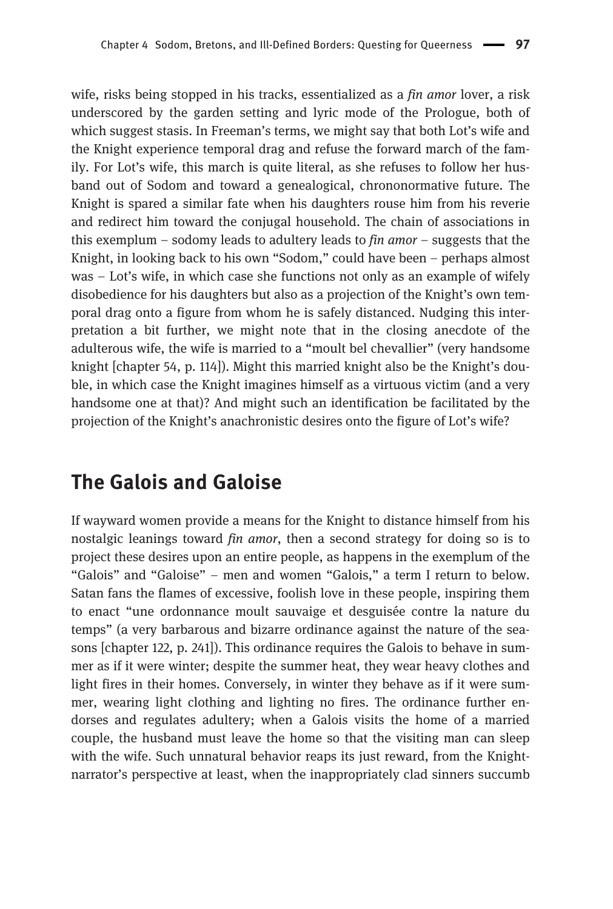wife, risks being stopped in his tracks, essentialized as a *fin amor* lover, a risk underscored by the garden setting and lyric mode of the Prologue, both of which suggest stasis. In Freeman's terms, we might say that both Lot's wife and the Knight experience temporal drag and refuse the forward march of the family. For Lot's wife, this march is quite literal, as she refuses to follow her husband out of Sodom and toward a genealogical, chrononormative future. The Knight is spared a similar fate when his daughters rouse him from his reverie and redirect him toward the conjugal household. The chain of associations in this exemplum – sodomy leads to adultery leads to *fin amor* – suggests that the Knight, in looking back to his own "Sodom," could have been – perhaps almost was – Lot's wife, in which case she functions not only as an example of wifely disobedience for his daughters but also as a projection of the Knight's own temporal drag onto a figure from whom he is safely distanced. Nudging this interpretation a bit further, we might note that in the closing anecdote of the adulterous wife, the wife is married to a "moult bel chevallier" (very handsome knight [chapter 54, p. 114]). Might this married knight also be the Knight's double, in which case the Knight imagines himself as a virtuous victim (and a very handsome one at that)? And might such an identification be facilitated by the projection of the Knight's anachronistic desires onto the figure of Lot's wife?

## The Galois and Galoise

If wayward women provide a means for the Knight to distance himself from his nostalgic leanings toward *fin amor*, then a second strategy for doing so is to project these desires upon an entire people, as happens in the exemplum of the "Galois" and "Galoise" – men and women "Galois," a term I return to below. Satan fans the flames of excessive, foolish love in these people, inspiring them to enact "une ordonnance moult sauvaige et desguisée contre la nature du temps" (a very barbarous and bizarre ordinance against the nature of the seasons [chapter 122, p. 241]). This ordinance requires the Galois to behave in summer as if it were winter; despite the summer heat, they wear heavy clothes and light fires in their homes. Conversely, in winter they behave as if it were summer, wearing light clothing and lighting no fires. The ordinance further endorses and regulates adultery; when a Galois visits the home of a married couple, the husband must leave the home so that the visiting man can sleep with the wife. Such unnatural behavior reaps its just reward, from the Knight-narrator's perspective at least, when the inappropriately clad sinners succumb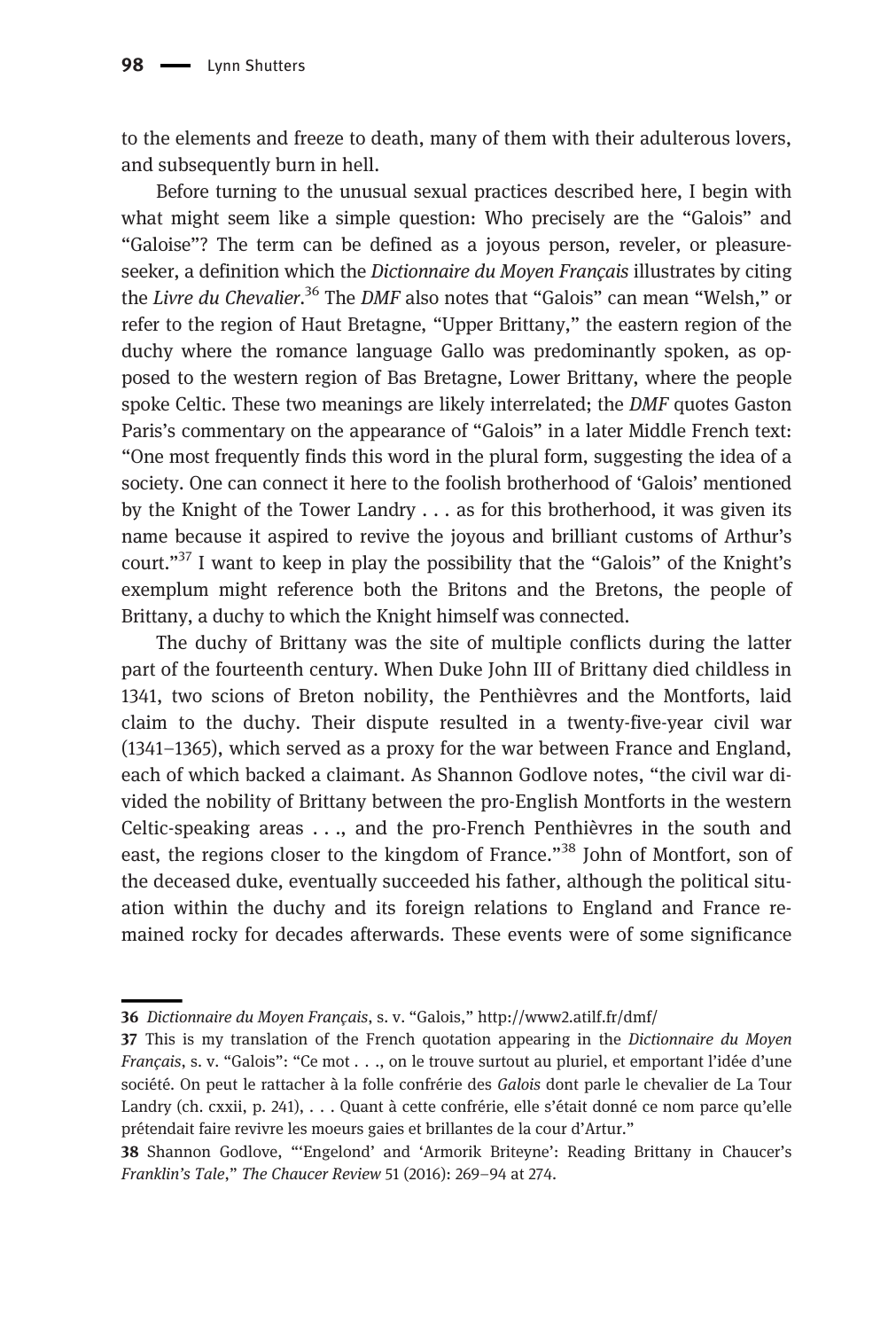to the elements and freeze to death, many of them with their adulterous lovers, and subsequently burn in hell.

Before turning to the unusual sexual practices described here, I begin with what might seem like a simple question: Who precisely are the "Galois" and "Galoise"? The term can be defined as a joyous person, reveler, or pleasure-seeker, a definition which the *Dictionnaire du Moyen Français* illustrates by citing the *Livre du Chevalier*.[36] The *DMF* also notes that "Galois" can mean "Welsh," or refer to the region of Haut Bretagne, "Upper Brittany," the eastern region of the duchy where the romance language Gallo was predominantly spoken, as opposed to the western region of Bas Bretagne, Lower Brittany, where the people spoke Celtic. These two meanings are likely interrelated; the *DMF* quotes Gaston Paris's commentary on the appearance of "Galois" in a later Middle French text: "One most frequently finds this word in the plural form, suggesting the idea of a society. One can connect it here to the foolish brotherhood of 'Galois' mentioned by the Knight of the Tower Landry . . . as for this brotherhood, it was given its name because it aspired to revive the joyous and brilliant customs of Arthur's court."[37] I want to keep in play the possibility that the "Galois" of the Knight's exemplum might reference both the Britons and the Bretons, the people of Brittany, a duchy to which the Knight himself was connected.

The duchy of Brittany was the site of multiple conflicts during the latter part of the fourteenth century. When Duke John III of Brittany died childless in 1341, two scions of Breton nobility, the Penthièvres and the Montforts, laid claim to the duchy. Their dispute resulted in a twenty-five-year civil war (1341–1365), which served as a proxy for the war between France and England, each of which backed a claimant. As Shannon Godlove notes, "the civil war divided the nobility of Brittany between the pro-English Montforts in the western Celtic-speaking areas . . ., and the pro-French Penthièvres in the south and east, the regions closer to the kingdom of France."[38] John of Montfort, son of the deceased duke, eventually succeeded his father, although the political situation within the duchy and its foreign relations to England and France remained rocky for decades afterwards. These events were of some significance

---

36 *Dictionnaire du Moyen Français*, s. v. "Galois," http://www2.atilf.fr/dmf/

37 This is my translation of the French quotation appearing in the *Dictionnaire du Moyen Français*, s. v. "Galois": "Ce mot . . ., on le trouve surtout au pluriel, et emportant l'idée d'une société. On peut le rattacher à la folle confrérie des *Galois* dont parle le chevalier de La Tour Landry (ch. cxxii, p. 241), . . . Quant à cette confrérie, elle s'était donné ce nom parce qu'elle prétendait faire revivre les moeurs gaies et brillantes de la cour d'Artur."

38 Shannon Godlove, "'Engelond' and 'Armorik Briteyne': Reading Brittany in Chaucer's *Franklin's Tale*," *The Chaucer Review* 51 (2016): 269–94 at 274.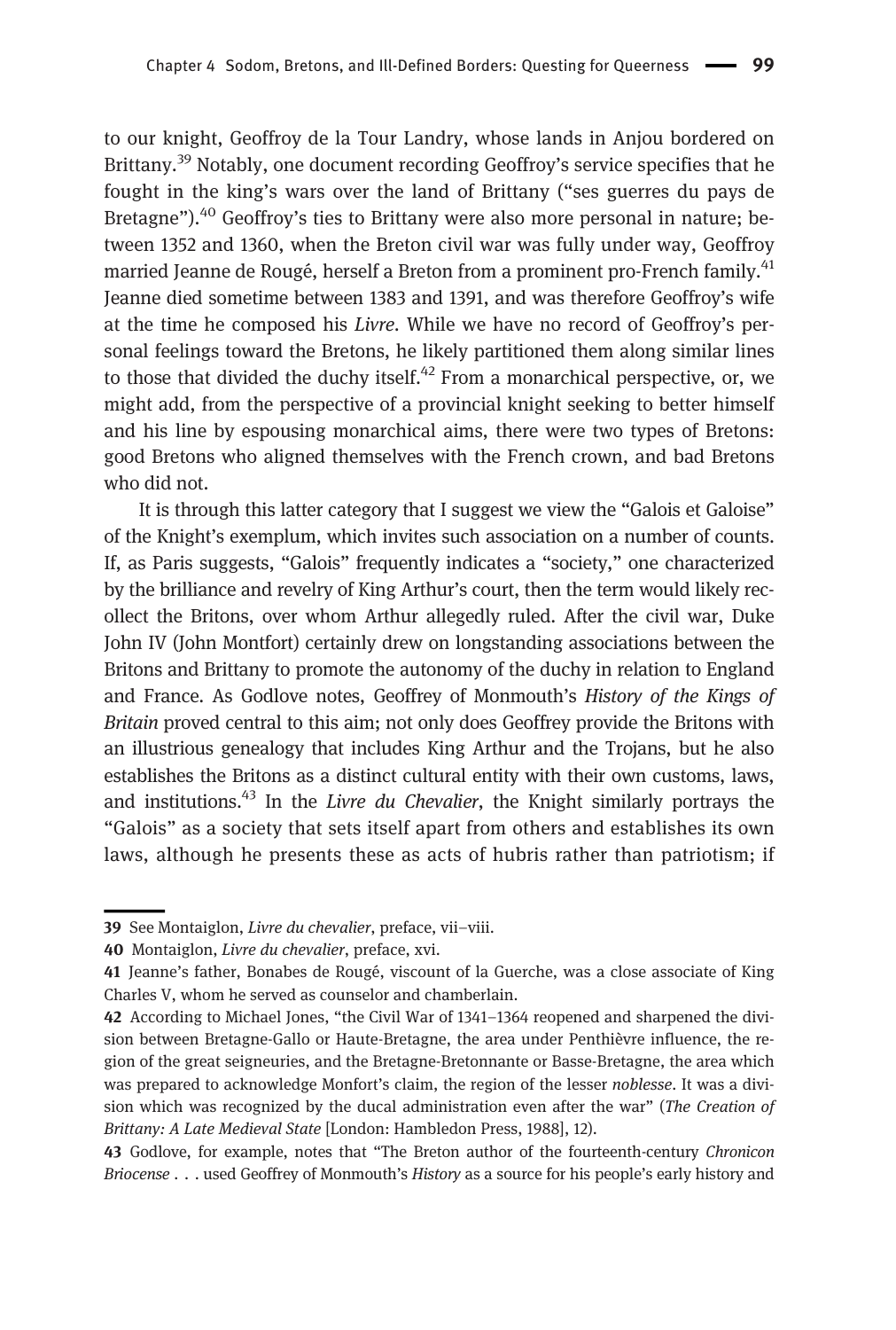to our knight, Geoffroy de la Tour Landry, whose lands in Anjou bordered on Brittany.[39] Notably, one document recording Geoffroy's service specifies that he fought in the king's wars over the land of Brittany ("ses guerres du pays de Bretagne").[40] Geoffroy's ties to Brittany were also more personal in nature; between 1352 and 1360, when the Breton civil war was fully under way, Geoffroy married Jeanne de Rougé, herself a Breton from a prominent pro-French family.[41] Jeanne died sometime between 1383 and 1391, and was therefore Geoffroy's wife at the time he composed his *Livre*. While we have no record of Geoffroy's personal feelings toward the Bretons, he likely partitioned them along similar lines to those that divided the duchy itself.[42] From a monarchical perspective, or, we might add, from the perspective of a provincial knight seeking to better himself and his line by espousing monarchical aims, there were two types of Bretons: good Bretons who aligned themselves with the French crown, and bad Bretons who did not.

It is through this latter category that I suggest we view the "Galois et Galoise" of the Knight's exemplum, which invites such association on a number of counts. If, as Paris suggests, "Galois" frequently indicates a "society," one characterized by the brilliance and revelry of King Arthur's court, then the term would likely recollect the Britons, over whom Arthur allegedly ruled. After the civil war, Duke John IV (John Montfort) certainly drew on longstanding associations between the Britons and Brittany to promote the autonomy of the duchy in relation to England and France. As Godlove notes, Geoffrey of Monmouth's *History of the Kings of Britain* proved central to this aim; not only does Geoffrey provide the Britons with an illustrious genealogy that includes King Arthur and the Trojans, but he also establishes the Britons as a distinct cultural entity with their own customs, laws, and institutions.[43] In the *Livre du Chevalier*, the Knight similarly portrays the "Galois" as a society that sets itself apart from others and establishes its own laws, although he presents these as acts of hubris rather than patriotism; if

---

39 See Montaiglon, *Livre du chevalier*, preface, vii–viii.

40 Montaiglon, *Livre du chevalier*, preface, xvi.

41 Jeanne's father, Bonabes de Rougé, viscount of la Guerche, was a close associate of King Charles V, whom he served as counselor and chamberlain.

42 According to Michael Jones, "the Civil War of 1341–1364 reopened and sharpened the division between Bretagne-Gallo or Haute-Bretagne, the area under Penthièvre influence, the region of the great seigneuries, and the Bretagne-Bretonnante or Basse-Bretagne, the area which was prepared to acknowledge Monfort's claim, the region of the lesser *noblesse*. It was a division which was recognized by the ducal administration even after the war" (*The Creation of Brittany: A Late Medieval State* [London: Hambledon Press, 1988], 12).

43 Godlove, for example, notes that "The Breton author of the fourteenth-century *Chronicon Briocense* . . . used Geoffrey of Monmouth's *History* as a source for his people's early history and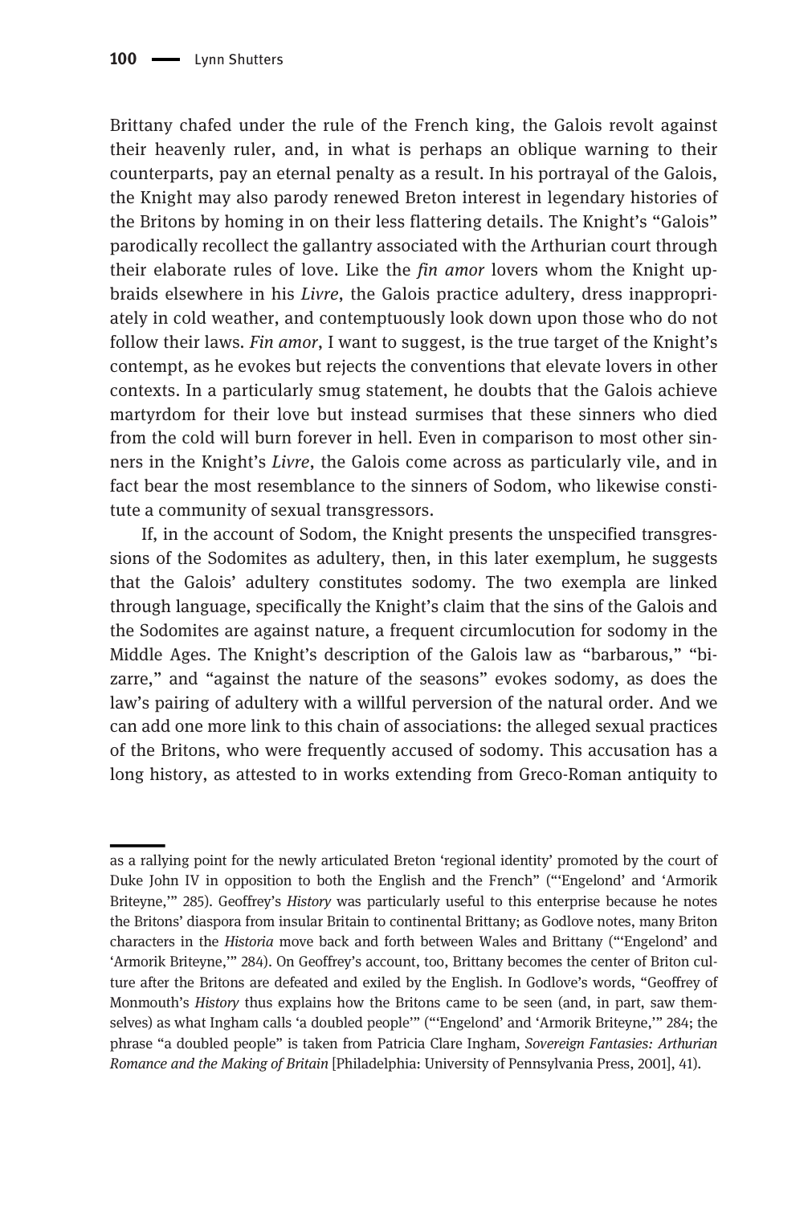Brittany chafed under the rule of the French king, the Galois revolt against their heavenly ruler, and, in what is perhaps an oblique warning to their counterparts, pay an eternal penalty as a result. In his portrayal of the Galois, the Knight may also parody renewed Breton interest in legendary histories of the Britons by homing in on their less flattering details. The Knight's "Galois" parodically recollect the gallantry associated with the Arthurian court through their elaborate rules of love. Like the *fin amor* lovers whom the Knight upbraids elsewhere in his *Livre*, the Galois practice adultery, dress inappropriately in cold weather, and contemptuously look down upon those who do not follow their laws. *Fin amor*, I want to suggest, is the true target of the Knight's contempt, as he evokes but rejects the conventions that elevate lovers in other contexts. In a particularly smug statement, he doubts that the Galois achieve martyrdom for their love but instead surmises that these sinners who died from the cold will burn forever in hell. Even in comparison to most other sinners in the Knight's *Livre*, the Galois come across as particularly vile, and in fact bear the most resemblance to the sinners of Sodom, who likewise constitute a community of sexual transgressors.

If, in the account of Sodom, the Knight presents the unspecified transgressions of the Sodomites as adultery, then, in this later exemplum, he suggests that the Galois' adultery constitutes sodomy. The two exempla are linked through language, specifically the Knight's claim that the sins of the Galois and the Sodomites are against nature, a frequent circumlocution for sodomy in the Middle Ages. The Knight's description of the Galois law as "barbarous," "bizarre," and "against the nature of the seasons" evokes sodomy, as does the law's pairing of adultery with a willful perversion of the natural order. And we can add one more link to this chain of associations: the alleged sexual practices of the Britons, who were frequently accused of sodomy. This accusation has a long history, as attested to in works extending from Greco-Roman antiquity to

---

as a rallying point for the newly articulated Breton 'regional identity' promoted by the court of Duke John IV in opposition to both the English and the French" ("'Engelond' and 'Armorik Briteyne,'" 285). Geoffrey's *History* was particularly useful to this enterprise because he notes the Britons' diaspora from insular Britain to continental Brittany; as Godlove notes, many Briton characters in the *Historia* move back and forth between Wales and Brittany ("'Engelond' and 'Armorik Briteyne,'" 284). On Geoffrey's account, too, Brittany becomes the center of Briton culture after the Britons are defeated and exiled by the English. In Godlove's words, "Geoffrey of Monmouth's *History* thus explains how the Britons came to be seen (and, in part, saw themselves) as what Ingham calls 'a doubled people'" ("'Engelond' and 'Armorik Briteyne,'" 284; the phrase "a doubled people" is taken from Patricia Clare Ingham, *Sovereign Fantasies: Arthurian Romance and the Making of Britain* [Philadelphia: University of Pennsylvania Press, 2001], 41).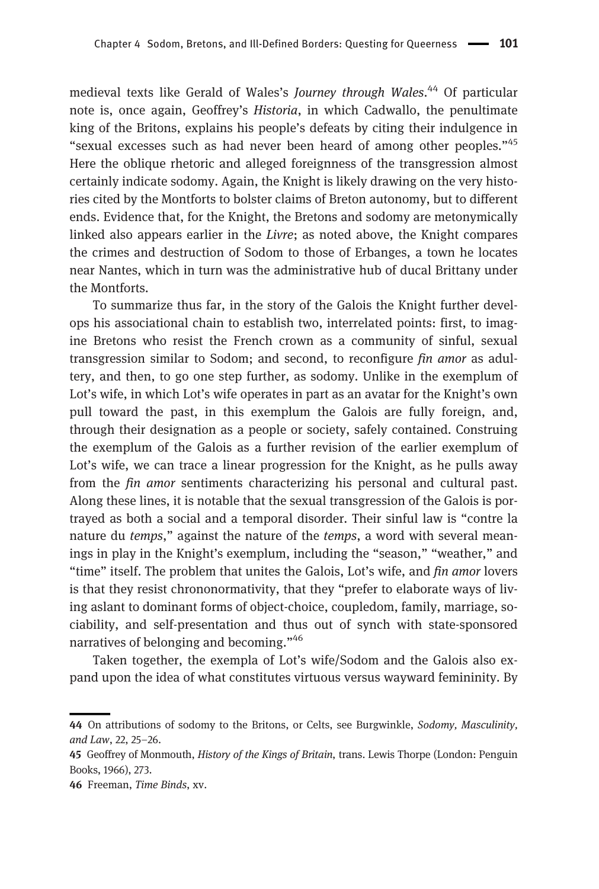medieval texts like Gerald of Wales's *Journey through Wales*.[44] Of particular note is, once again, Geoffrey's *Historia*, in which Cadwallo, the penultimate king of the Britons, explains his people's defeats by citing their indulgence in "sexual excesses such as had never been heard of among other peoples."[45] Here the oblique rhetoric and alleged foreignness of the transgression almost certainly indicate sodomy. Again, the Knight is likely drawing on the very histories cited by the Montforts to bolster claims of Breton autonomy, but to different ends. Evidence that, for the Knight, the Bretons and sodomy are metonymically linked also appears earlier in the *Livre*; as noted above, the Knight compares the crimes and destruction of Sodom to those of Erbanges, a town he locates near Nantes, which in turn was the administrative hub of ducal Brittany under the Montforts.

To summarize thus far, in the story of the Galois the Knight further develops his associational chain to establish two, interrelated points: first, to imagine Bretons who resist the French crown as a community of sinful, sexual transgression similar to Sodom; and second, to reconfigure *fin amor* as adultery, and then, to go one step further, as sodomy. Unlike in the exemplum of Lot's wife, in which Lot's wife operates in part as an avatar for the Knight's own pull toward the past, in this exemplum the Galois are fully foreign, and, through their designation as a people or society, safely contained. Construing the exemplum of the Galois as a further revision of the earlier exemplum of Lot's wife, we can trace a linear progression for the Knight, as he pulls away from the *fin amor* sentiments characterizing his personal and cultural past. Along these lines, it is notable that the sexual transgression of the Galois is portrayed as both a social and a temporal disorder. Their sinful law is "contre la nature du *temps*," against the nature of the *temps*, a word with several meanings in play in the Knight's exemplum, including the "season," "weather," and "time" itself. The problem that unites the Galois, Lot's wife, and *fin amor* lovers is that they resist chrononormativity, that they "prefer to elaborate ways of living aslant to dominant forms of object-choice, coupledom, family, marriage, sociability, and self-presentation and thus out of synch with state-sponsored narratives of belonging and becoming."[46]

Taken together, the exempla of Lot's wife/Sodom and the Galois also expand upon the idea of what constitutes virtuous versus wayward femininity. By

---

44 On attributions of sodomy to the Britons, or Celts, see Burgwinkle, *Sodomy, Masculinity, and Law*, 22, 25–26.

45 Geoffrey of Monmouth, *History of the Kings of Britain*, trans. Lewis Thorpe (London: Penguin Books, 1966), 273.

46 Freeman, *Time Binds*, xv.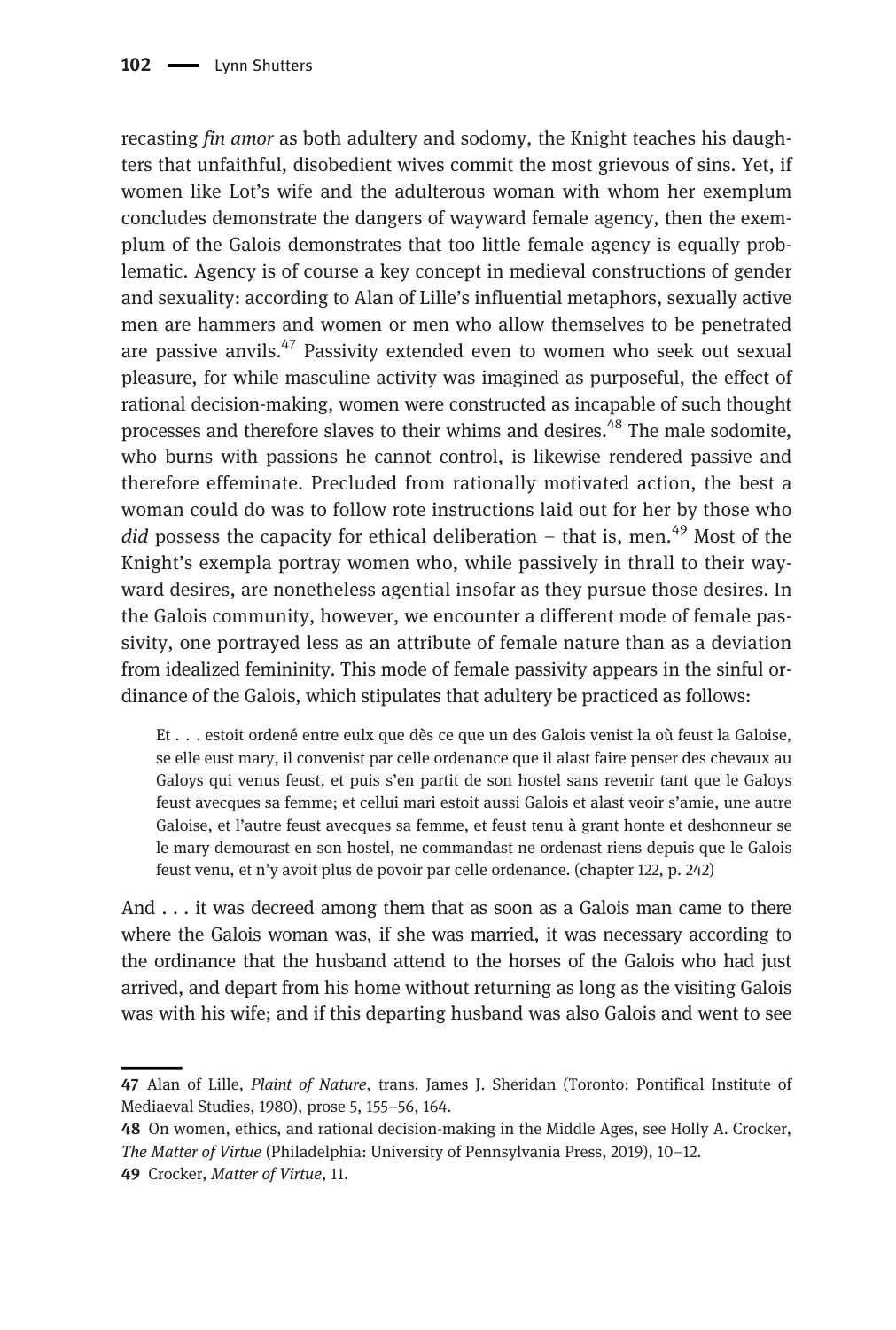recasting *fin amor* as both adultery and sodomy, the Knight teaches his daughters that unfaithful, disobedient wives commit the most grievous of sins. Yet, if women like Lot's wife and the adulterous woman with whom her exemplum concludes demonstrate the dangers of wayward female agency, then the exemplum of the Galois demonstrates that too little female agency is equally problematic. Agency is of course a key concept in medieval constructions of gender and sexuality: according to Alan of Lille's influential metaphors, sexually active men are hammers and women or men who allow themselves to be penetrated are passive anvils.[47] Passivity extended even to women who seek out sexual pleasure, for while masculine activity was imagined as purposeful, the effect of rational decision-making, women were constructed as incapable of such thought processes and therefore slaves to their whims and desires.[48] The male sodomite, who burns with passions he cannot control, is likewise rendered passive and therefore effeminate. Precluded from rationally motivated action, the best a woman could do was to follow rote instructions laid out for her by those who *did* possess the capacity for ethical deliberation – that is, men.[49] Most of the Knight's exempla portray women who, while passively in thrall to their wayward desires, are nonetheless agential insofar as they pursue those desires. In the Galois community, however, we encounter a different mode of female passivity, one portrayed less as an attribute of female nature than as a deviation from idealized femininity. This mode of female passivity appears in the sinful ordinance of the Galois, which stipulates that adultery be practiced as follows:

> Et . . . estoit ordené entre eulx que dès ce que un des Galois venist la où feust la Galoise, se elle eust mary, il convenist par celle ordenance que il alast faire penser des chevaux au Galoys qui venus feust, et puis s'en partit de son hostel sans revenir tant que le Galoys feust avecques sa femme; et cellui mari estoit aussi Galois et alast veoir s'amie, une autre Galoise, et l'autre feust avecques sa femme, et feust tenu à grant honte et deshonneur se le mary demourast en son hostel, ne commandast ne ordenast riens depuis que le Galois feust venu, et n'y avoit plus de povoir par celle ordenance. (chapter 122, p. 242)

And . . . it was decreed among them that as soon as a Galois man came to there where the Galois woman was, if she was married, it was necessary according to the ordinance that the husband attend to the horses of the Galois who had just arrived, and depart from his home without returning as long as the visiting Galois was with his wife; and if this departing husband was also Galois and went to see

---

47 Alan of Lille, *Plaint of Nature*, trans. James J. Sheridan (Toronto: Pontifical Institute of Mediaeval Studies, 1980), prose 5, 155–56, 164.

48 On women, ethics, and rational decision-making in the Middle Ages, see Holly A. Crocker, *The Matter of Virtue* (Philadelphia: University of Pennsylvania Press, 2019), 10–12.

49 Crocker, *Matter of Virtue*, 11.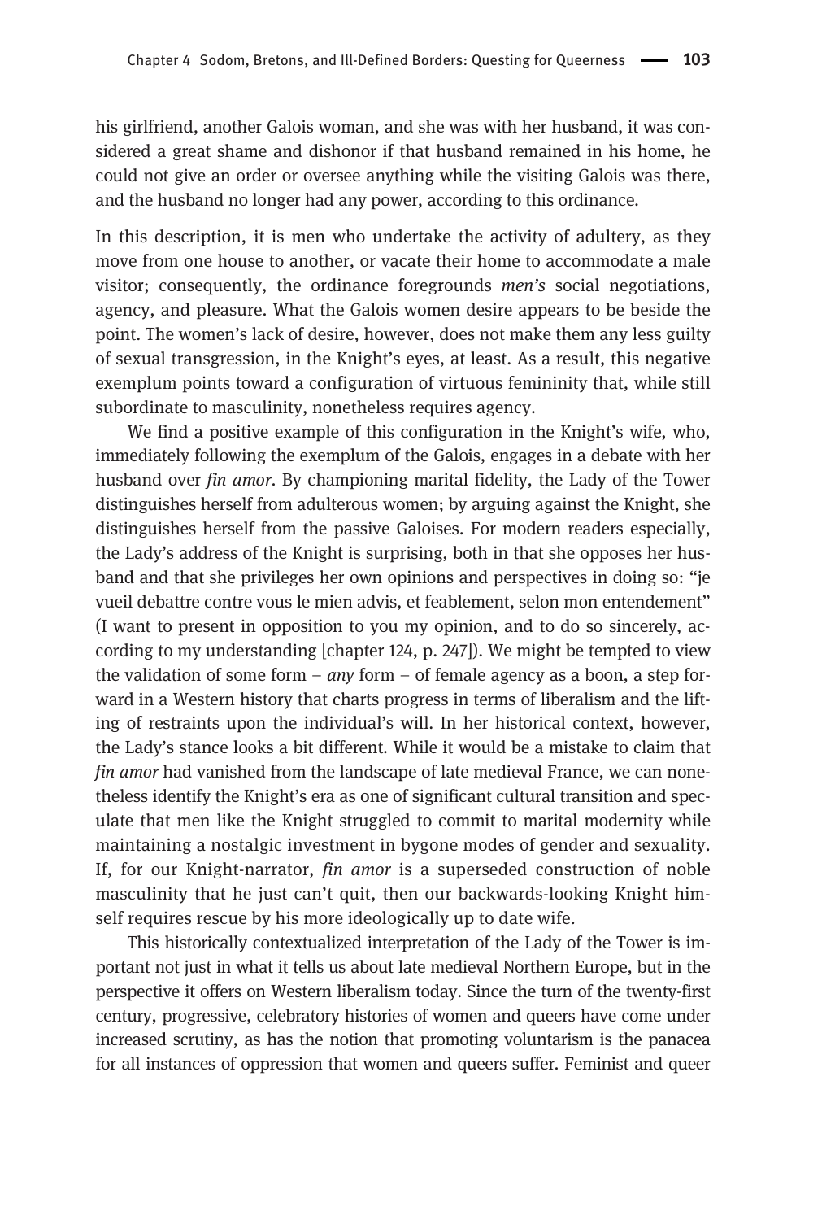his girlfriend, another Galois woman, and she was with her husband, it was considered a great shame and dishonor if that husband remained in his home, he could not give an order or oversee anything while the visiting Galois was there, and the husband no longer had any power, according to this ordinance.

In this description, it is men who undertake the activity of adultery, as they move from one house to another, or vacate their home to accommodate a male visitor; consequently, the ordinance foregrounds *men's* social negotiations, agency, and pleasure. What the Galois women desire appears to be beside the point. The women's lack of desire, however, does not make them any less guilty of sexual transgression, in the Knight's eyes, at least. As a result, this negative exemplum points toward a configuration of virtuous femininity that, while still subordinate to masculinity, nonetheless requires agency.

We find a positive example of this configuration in the Knight's wife, who, immediately following the exemplum of the Galois, engages in a debate with her husband over *fin amor*. By championing marital fidelity, the Lady of the Tower distinguishes herself from adulterous women; by arguing against the Knight, she distinguishes herself from the passive Galoises. For modern readers especially, the Lady's address of the Knight is surprising, both in that she opposes her husband and that she privileges her own opinions and perspectives in doing so: "je vueil debattre contre vous le mien advis, et feablement, selon mon entendement" (I want to present in opposition to you my opinion, and to do so sincerely, according to my understanding [chapter 124, p. 247]). We might be tempted to view the validation of some form – *any* form – of female agency as a boon, a step forward in a Western history that charts progress in terms of liberalism and the lifting of restraints upon the individual's will. In her historical context, however, the Lady's stance looks a bit different. While it would be a mistake to claim that *fin amor* had vanished from the landscape of late medieval France, we can nonetheless identify the Knight's era as one of significant cultural transition and speculate that men like the Knight struggled to commit to marital modernity while maintaining a nostalgic investment in bygone modes of gender and sexuality. If, for our Knight-narrator, *fin amor* is a superseded construction of noble masculinity that he just can't quit, then our backwards-looking Knight himself requires rescue by his more ideologically up to date wife.

This historically contextualized interpretation of the Lady of the Tower is important not just in what it tells us about late medieval Northern Europe, but in the perspective it offers on Western liberalism today. Since the turn of the twenty-first century, progressive, celebratory histories of women and queers have come under increased scrutiny, as has the notion that promoting voluntarism is the panacea for all instances of oppression that women and queers suffer. Feminist and queer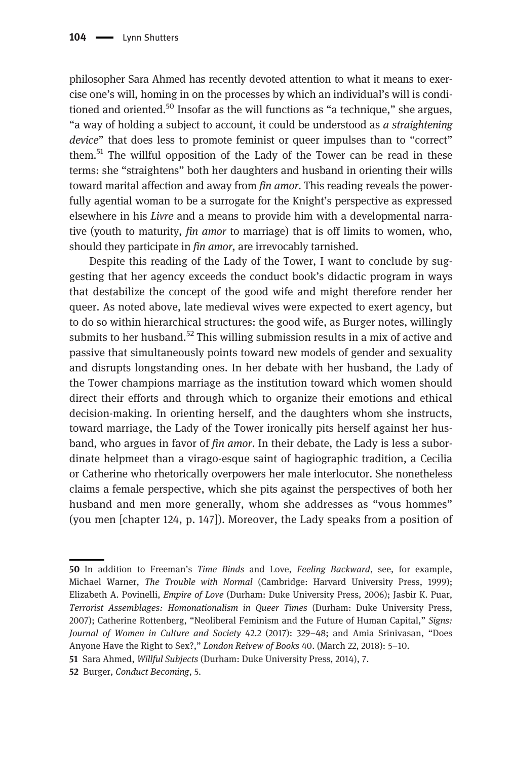philosopher Sara Ahmed has recently devoted attention to what it means to exercise one's will, homing in on the processes by which an individual's will is conditioned and oriented.[50] Insofar as the will functions as "a technique," she argues, "a way of holding a subject to account, it could be understood as *a straightening device*" that does less to promote feminist or queer impulses than to "correct" them.[51] The willful opposition of the Lady of the Tower can be read in these terms: she "straightens" both her daughters and husband in orienting their wills toward marital affection and away from *fin amor*. This reading reveals the powerfully agential woman to be a surrogate for the Knight's perspective as expressed elsewhere in his *Livre* and a means to provide him with a developmental narrative (youth to maturity, *fin amor* to marriage) that is off limits to women, who, should they participate in *fin amor*, are irrevocably tarnished.

Despite this reading of the Lady of the Tower, I want to conclude by suggesting that her agency exceeds the conduct book's didactic program in ways that destabilize the concept of the good wife and might therefore render her queer. As noted above, late medieval wives were expected to exert agency, but to do so within hierarchical structures: the good wife, as Burger notes, willingly submits to her husband.[52] This willing submission results in a mix of active and passive that simultaneously points toward new models of gender and sexuality and disrupts longstanding ones. In her debate with her husband, the Lady of the Tower champions marriage as the institution toward which women should direct their efforts and through which to organize their emotions and ethical decision-making. In orienting herself, and the daughters whom she instructs, toward marriage, the Lady of the Tower ironically pits herself against her husband, who argues in favor of *fin amor*. In their debate, the Lady is less a subordinate helpmeet than a virago-esque saint of hagiographic tradition, a Cecilia or Catherine who rhetorically overpowers her male interlocutor. She nonetheless claims a female perspective, which she pits against the perspectives of both her husband and men more generally, whom she addresses as "vous hommes" (you men [chapter 124, p. 147]). Moreover, the Lady speaks from a position of

---

**50** In addition to Freeman's *Time Binds* and Love, *Feeling Backward*, see, for example, Michael Warner, *The Trouble with Normal* (Cambridge: Harvard University Press, 1999); Elizabeth A. Povinelli, *Empire of Love* (Durham: Duke University Press, 2006); Jasbir K. Puar, *Terrorist Assemblages: Homonationalism in Queer Times* (Durham: Duke University Press, 2007); Catherine Rottenberg, "Neoliberal Feminism and the Future of Human Capital," *Signs: Journal of Women in Culture and Society* 42.2 (2017): 329–48; and Amia Srinivasan, "Does Anyone Have the Right to Sex?," *London Reivew of Books* 40. (March 22, 2018): 5–10.

**51** Sara Ahmed, *Willful Subjects* (Durham: Duke University Press, 2014), 7.

**52** Burger, *Conduct Becoming*, 5.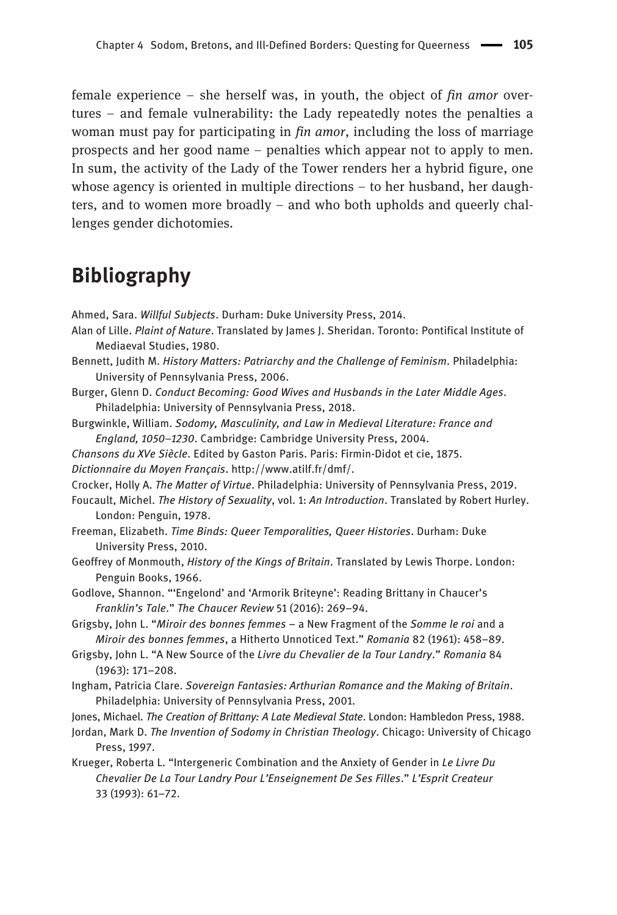female experience – she herself was, in youth, the object of *fin amor* overtures – and female vulnerability: the Lady repeatedly notes the penalties a woman must pay for participating in *fin amor*, including the loss of marriage prospects and her good name – penalties which appear not to apply to men. In sum, the activity of the Lady of the Tower renders her a hybrid figure, one whose agency is oriented in multiple directions – to her husband, her daughters, and to women more broadly – and who both upholds and queerly challenges gender dichotomies.

## Bibliography

Ahmed, Sara. *Willful Subjects*. Durham: Duke University Press, 2014.

Alan of Lille. *Plaint of Nature*. Translated by James J. Sheridan. Toronto: Pontifical Institute of Mediaeval Studies, 1980.

Bennett, Judith M. *History Matters: Patriarchy and the Challenge of Feminism*. Philadelphia: University of Pennsylvania Press, 2006.

Burger, Glenn D. *Conduct Becoming: Good Wives and Husbands in the Later Middle Ages*. Philadelphia: University of Pennsylvania Press, 2018.

Burgwinkle, William. *Sodomy, Masculinity, and Law in Medieval Literature: France and England, 1050–1230*. Cambridge: Cambridge University Press, 2004.

*Chansons du XVe Siècle*. Edited by Gaston Paris. Paris: Firmin-Didot et cie, 1875.

*Dictionnaire du Moyen Français*. http://www.atilf.fr/dmf/.

Crocker, Holly A. *The Matter of Virtue*. Philadelphia: University of Pennsylvania Press, 2019.

Foucault, Michel. *The History of Sexuality*, vol. 1: *An Introduction*. Translated by Robert Hurley. London: Penguin, 1978.

Freeman, Elizabeth. *Time Binds: Queer Temporalities, Queer Histories*. Durham: Duke University Press, 2010.

Geoffrey of Monmouth, *History of the Kings of Britain*. Translated by Lewis Thorpe. London: Penguin Books, 1966.

Godlove, Shannon. "'Engelond' and 'Armorik Briteyne': Reading Brittany in Chaucer's *Franklin's Tale*." *The Chaucer Review* 51 (2016): 269–94.

Grigsby, John L. "*Miroir des bonnes femmes* – a New Fragment of the *Somme le roi* and a *Miroir des bonnes femmes*, a Hitherto Unnoticed Text." *Romania* 82 (1961): 458–89.

Grigsby, John L. "A New Source of the *Livre du Chevalier de la Tour Landry*." *Romania* 84 (1963): 171–208.

Ingham, Patricia Clare. *Sovereign Fantasies: Arthurian Romance and the Making of Britain*. Philadelphia: University of Pennsylvania Press, 2001.

Jones, Michael. *The Creation of Brittany: A Late Medieval State*. London: Hambledon Press, 1988.

Jordan, Mark D. *The Invention of Sodomy in Christian Theology*. Chicago: University of Chicago Press, 1997.

Krueger, Roberta L. "Intergeneric Combination and the Anxiety of Gender in *Le Livre Du Chevalier De La Tour Landry Pour L'Enseignement De Ses Filles*." *L'Esprit Createur* 33 (1993): 61–72.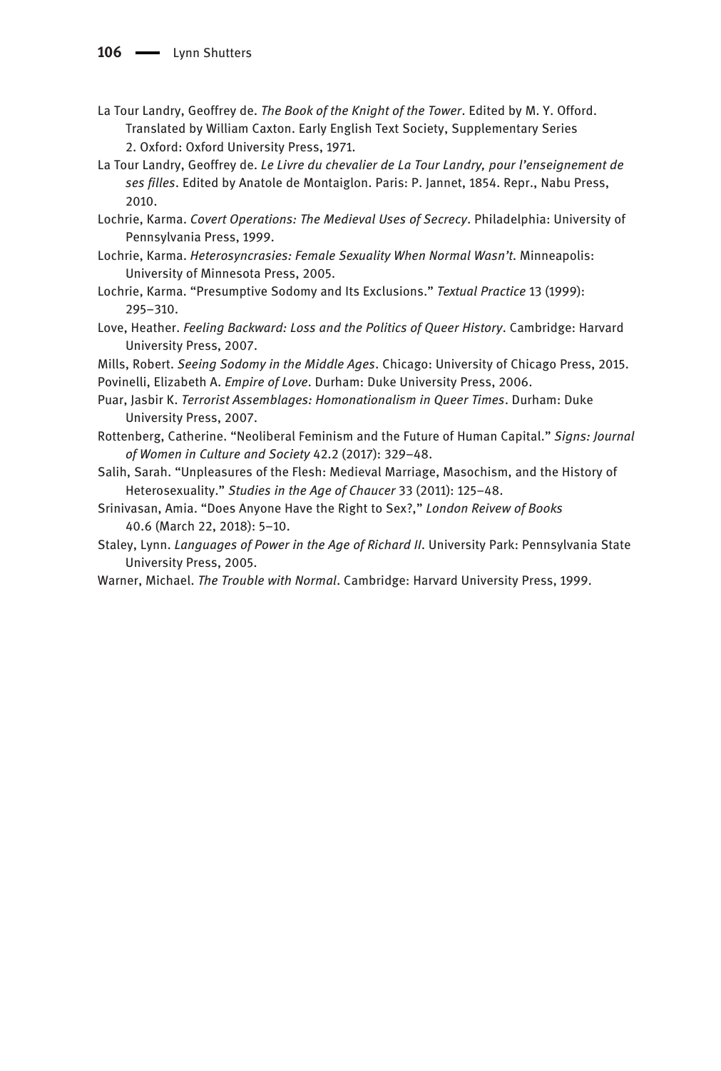La Tour Landry, Geoffrey de. *The Book of the Knight of the Tower*. Edited by M. Y. Offord. Translated by William Caxton. Early English Text Society, Supplementary Series 2. Oxford: Oxford University Press, 1971.

La Tour Landry, Geoffrey de. *Le Livre du chevalier de La Tour Landry, pour l'enseignement de ses filles*. Edited by Anatole de Montaiglon. Paris: P. Jannet, 1854. Repr., Nabu Press, 2010.

Lochrie, Karma. *Covert Operations: The Medieval Uses of Secrecy*. Philadelphia: University of Pennsylvania Press, 1999.

Lochrie, Karma. *Heterosyncrasies: Female Sexuality When Normal Wasn't*. Minneapolis: University of Minnesota Press, 2005.

Lochrie, Karma. "Presumptive Sodomy and Its Exclusions." *Textual Practice* 13 (1999): 295–310.

Love, Heather. *Feeling Backward: Loss and the Politics of Queer History*. Cambridge: Harvard University Press, 2007.

Mills, Robert. *Seeing Sodomy in the Middle Ages*. Chicago: University of Chicago Press, 2015.

Povinelli, Elizabeth A. *Empire of Love*. Durham: Duke University Press, 2006.

Puar, Jasbir K. *Terrorist Assemblages: Homonationalism in Queer Times*. Durham: Duke University Press, 2007.

Rottenberg, Catherine. "Neoliberal Feminism and the Future of Human Capital." *Signs: Journal of Women in Culture and Society* 42.2 (2017): 329–48.

Salih, Sarah. "Unpleasures of the Flesh: Medieval Marriage, Masochism, and the History of Heterosexuality." *Studies in the Age of Chaucer* 33 (2011): 125–48.

Srinivasan, Amia. "Does Anyone Have the Right to Sex?," *London Reivew of Books* 40.6 (March 22, 2018): 5–10.

Staley, Lynn. *Languages of Power in the Age of Richard II*. University Park: Pennsylvania State University Press, 2005.

Warner, Michael. *The Trouble with Normal*. Cambridge: Harvard University Press, 1999.